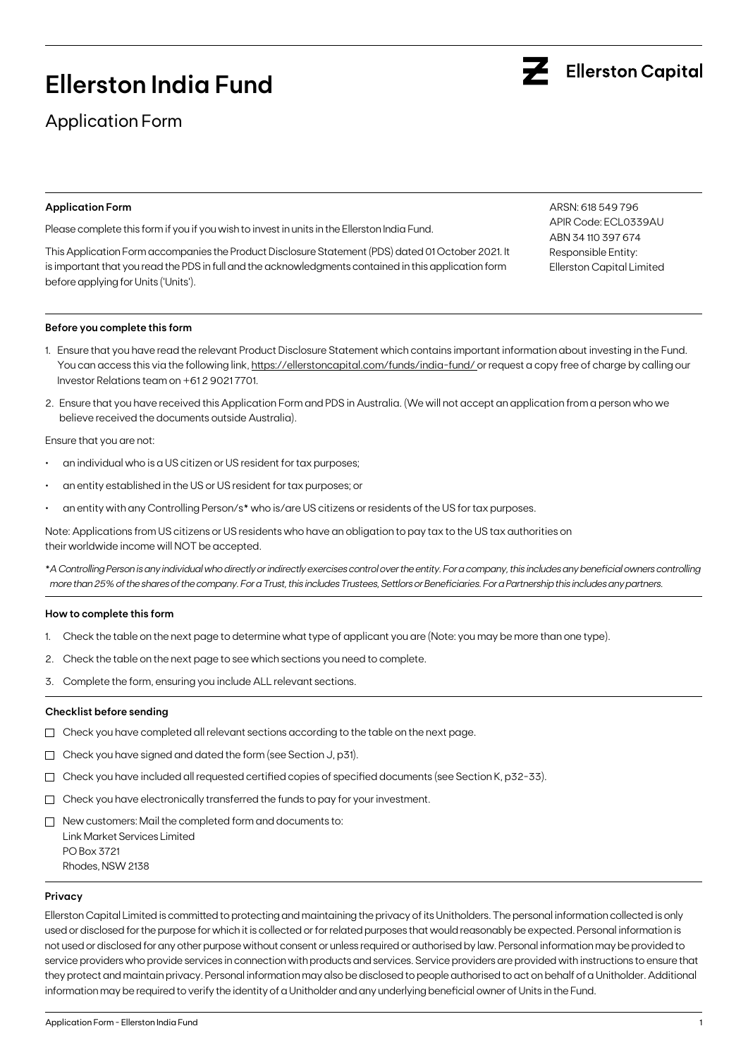# Ellerston India Fund

Ellerston Capital

## Application Form

### Application Form

Please complete this form if you if you wish to invest in units in the Ellerston India Fund.

This Application Form accompanies the Product Disclosure Statement (PDS) dated 01 October 2021. It is important that you read the PDS in full and the acknowledgments contained in this application form before applying for Units ('Units').

ARSN: 618 549 796
APIR Code: ECL0339AU
ABN 34 110 397 674
Responsible Entity:
Ellerston Capital Limited

### Before you complete this form

1. Ensure that you have read the relevant Product Disclosure Statement which contains important information about investing in the Fund. You can access this via the following link, https://ellerstoncapital.com/funds/india-fund/ or request a copy free of charge by calling our Investor Relations team on +61 2 9021 7701.
2. Ensure that you have received this Application Form and PDS in Australia. (We will not accept an application from a person who we believe received the documents outside Australia).

Ensure that you are not:

- an individual who is a US citizen or US resident for tax purposes;
- an entity established in the US or US resident for tax purposes; or
- an entity with any Controlling Person/s* who is/are US citizens or residents of the US for tax purposes.

Note: Applications from US citizens or US residents who have an obligation to pay tax to the US tax authorities on their worldwide income will NOT be accepted.

*\*A Controlling Person is any individual who directly or indirectly exercises control over the entity. For a company, this includes any beneficial owners controlling more than 25% of the shares of the company. For a Trust, this includes Trustees, Settlors or Beneficiaries. For a Partnership this includes any partners.*

### How to complete this form

1. Check the table on the next page to determine what type of applicant you are (Note: you may be more than one type).
2. Check the table on the next page to see which sections you need to complete.
3. Complete the form, ensuring you include ALL relevant sections.

### Checklist before sending

- ☐ Check you have completed all relevant sections according to the table on the next page.
- ☐ Check you have signed and dated the form (see Section J, p31).
- ☐ Check you have included all requested certified copies of specified documents (see Section K, p32-33).
- ☐ Check you have electronically transferred the funds to pay for your investment.
- ☐ New customers: Mail the completed form and documents to:
  Link Market Services Limited
  PO Box 3721
  Rhodes, NSW 2138

### Privacy

Ellerston Capital Limited is committed to protecting and maintaining the privacy of its Unitholders. The personal information collected is only used or disclosed for the purpose for which it is collected or for related purposes that would reasonably be expected. Personal information is not used or disclosed for any other purpose without consent or unless required or authorised by law. Personal information may be provided to service providers who provide services in connection with products and services. Service providers are provided with instructions to ensure that they protect and maintain privacy. Personal information may also be disclosed to people authorised to act on behalf of a Unitholder. Additional information may be required to verify the identity of a Unitholder and any underlying beneficial owner of Units in the Fund.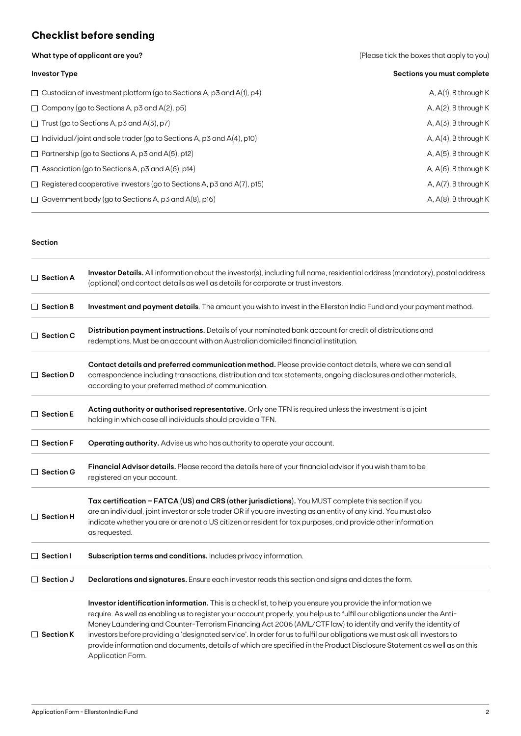## Checklist before sending

**What type of applicant are you?** (Please tick the boxes that apply to you)

| Investor Type | Sections you must complete |
|---|---|
| ☐ Custodian of investment platform (go to Sections A, p3 and A(1), p4) | A, A(1), B through K |
| ☐ Company (go to Sections A, p3 and A(2), p5) | A, A(2), B through K |
| ☐ Trust (go to Sections A, p3 and A(3), p7) | A, A(3), B through K |
| ☐ Individual/joint and sole trader (go to Sections A, p3 and A(4), p10) | A, A(4), B through K |
| ☐ Partnership (go to Sections A, p3 and A(5), p12) | A, A(5), B through K |
| ☐ Association (go to Sections A, p3 and A(6), p14) | A, A(6), B through K |
| ☐ Registered cooperative investors (go to Sections A, p3 and A(7), p15) | A, A(7), B through K |
| ☐ Government body (go to Sections A, p3 and A(8), p16) | A, A(8), B through K |

| Section | |
|---|---|
| ☐ **Section A** | **Investor Details.** All information about the investor(s), including full name, residential address (mandatory), postal address (optional) and contact details as well as details for corporate or trust investors. |
| ☐ **Section B** | **Investment and payment details**. The amount you wish to invest in the Ellerston India Fund and your payment method. |
| ☐ **Section C** | **Distribution payment instructions.** Details of your nominated bank account for credit of distributions and redemptions. Must be an account with an Australian domiciled financial institution. |
| ☐ **Section D** | **Contact details and preferred communication method.** Please provide contact details, where we can send all correspondence including transactions, distribution and tax statements, ongoing disclosures and other materials, according to your preferred method of communication. |
| ☐ **Section E** | **Acting authority or authorised representative.** Only one TFN is required unless the investment is a joint holding in which case all individuals should provide a TFN. |
| ☐ **Section F** | **Operating authority.** Advise us who has authority to operate your account. |
| ☐ **Section G** | **Financial Advisor details.** Please record the details here of your financial advisor if you wish them to be registered on your account. |
| ☐ **Section H** | **Tax certification – FATCA (US) and CRS (other jurisdictions).** You MUST complete this section if you are an individual, joint investor or sole trader OR if you are investing as an entity of any kind. You must also indicate whether you are or are not a US citizen or resident for tax purposes, and provide other information as requested. |
| ☐ **Section I** | **Subscription terms and conditions.** Includes privacy information. |
| ☐ **Section J** | **Declarations and signatures.** Ensure each investor reads this section and signs and dates the form. |
| ☐ **Section K** | **Investor identification information.** This is a checklist, to help you ensure you provide the information we require. As well as enabling us to register your account properly, you help us to fulfil our obligations under the Anti-Money Laundering and Counter-Terrorism Financing Act 2006 (AML/CTF law) to identify and verify the identity of investors before providing a 'designated service'. In order for us to fulfil our obligations we must ask all investors to provide information and documents, details of which are specified in the Product Disclosure Statement as well as on this Application Form. |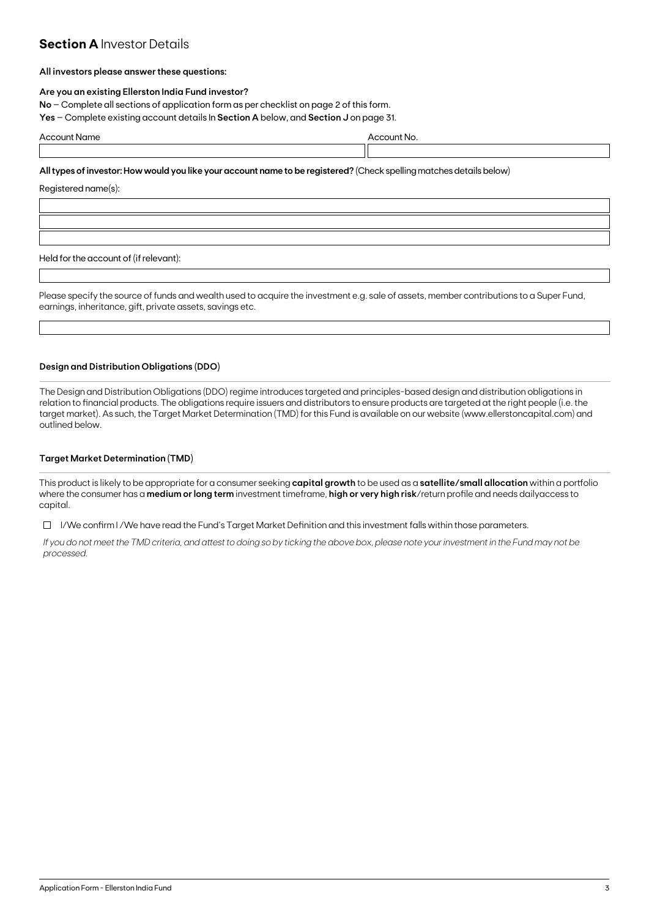## **Section A** Investor Details

**All investors please answer these questions:**

**Are you an existing Ellerston India Fund investor?**

**No** – Complete all sections of application form as per checklist on page 2 of this form.

**Yes** – Complete existing account details In **Section A** below, and **Section J** on page 31.

| Account Name | Account No. |
|---|---|
| | |

**All types of investor: How would you like your account name to be registered?** (Check spelling matches details below)

Registered name(s):

| |
|---|
| |
| |
| |

Held for the account of (if relevant):

| |
|---|
| |

Please specify the source of funds and wealth used to acquire the investment e.g. sale of assets, member contributions to a Super Fund, earnings, inheritance, gift, private assets, savings etc.

| |
|---|
| |

### Design and Distribution Obligations (DDO)

The Design and Distribution Obligations (DDO) regime introduces targeted and principles-based design and distribution obligations in relation to financial products. The obligations require issuers and distributors to ensure products are targeted at the right people (i.e. the target market). As such, the Target Market Determination (TMD) for this Fund is available on our website (www.ellerstoncapital.com) and outlined below.

### Target Market Determination (TMD)

This product is likely to be appropriate for a consumer seeking **capital growth** to be used as a **satellite/small allocation** within a portfolio where the consumer has a **medium or long term** investment timeframe, **high or very high risk**/return profile and needs dailyaccess to capital.

☐ I/We confirm I /We have read the Fund's Target Market Definition and this investment falls within those parameters.

*If you do not meet the TMD criteria, and attest to doing so by ticking the above box, please note your investment in the Fund may not be processed.*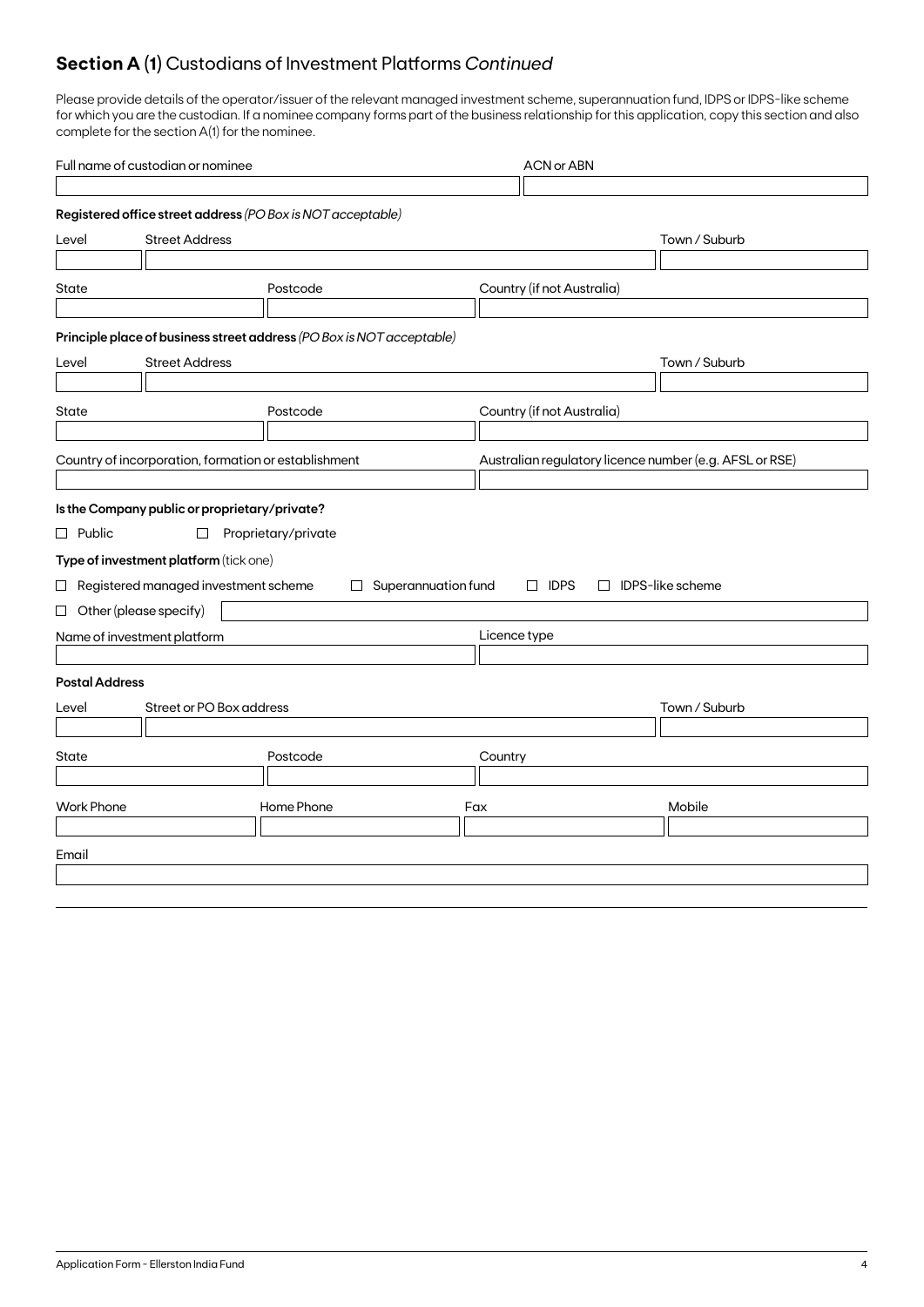## **Section A (1)** Custodians of Investment Platforms *Continued*

Please provide details of the operator/issuer of the relevant managed investment scheme, superannuation fund, IDPS or IDPS-like scheme for which you are the custodian. If a nominee company forms part of the business relationship for this application, copy this section and also complete for the section A(1) for the nominee.

Full name of custodian or nominee

ACN or ABN

**Registered office street address** *(PO Box is NOT acceptable)*

Level | Street Address | Town / Suburb

State | Postcode | Country (if not Australia)

**Principle place of business street address** *(PO Box is NOT acceptable)*

Level | Street Address | Town / Suburb

State | Postcode | Country (if not Australia)

Country of incorporation, formation or establishment

Australian regulatory licence number (e.g. AFSL or RSE)

**Is the Company public or proprietary/private?**

☐ Public ☐ Proprietary/private

**Type of investment platform** (tick one)

☐ Registered managed investment scheme ☐ Superannuation fund ☐ IDPS ☐ IDPS-like scheme

☐ Other (please specify)

Name of investment platform

Licence type

**Postal Address**

Level | Street or PO Box address | Town / Suburb

State | Postcode | Country

Work Phone | Home Phone | Fax | Mobile

Email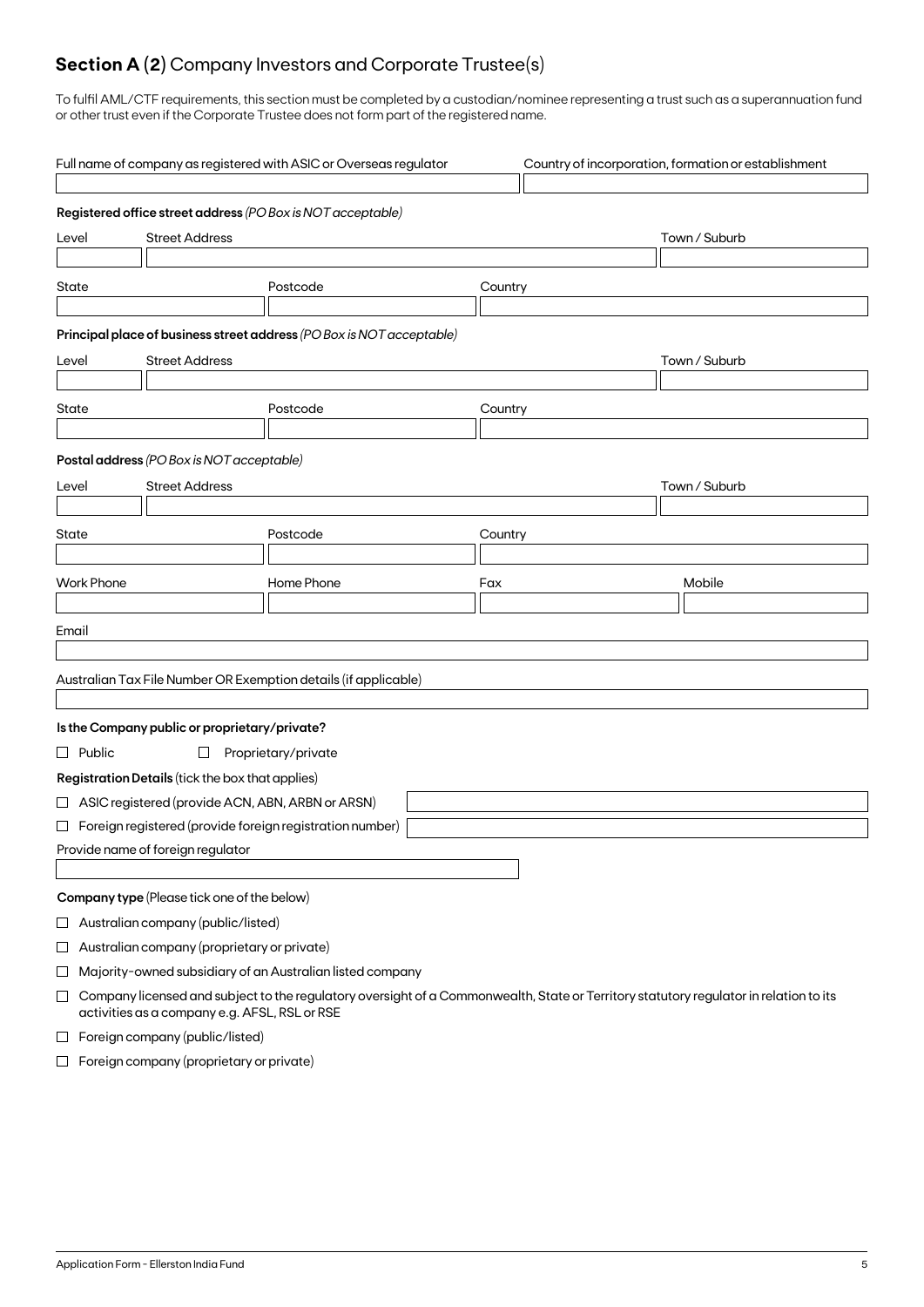## **Section A (2)** Company Investors and Corporate Trustee(s)

To fulfil AML/CTF requirements, this section must be completed by a custodian/nominee representing a trust such as a superannuation fund or other trust even if the Corporate Trustee does not form part of the registered name.

Full name of company as registered with ASIC or Overseas regulator

Country of incorporation, formation or establishment

**Registered office street address** *(PO Box is NOT acceptable)*

Level | Street Address | Town / Suburb

State | Postcode | Country

**Principal place of business street address** *(PO Box is NOT acceptable)*

Level | Street Address | Town / Suburb

State | Postcode | Country

**Postal address** *(PO Box is NOT acceptable)*

Level | Street Address | Town / Suburb

State | Postcode | Country

Work Phone | Home Phone | Fax | Mobile

Email

Australian Tax File Number OR Exemption details (if applicable)

**Is the Company public or proprietary/private?**

☐ Public ☐ Proprietary/private

**Registration Details** (tick the box that applies)

☐ ASIC registered (provide ACN, ABN, ARBN or ARSN)

☐ Foreign registered (provide foreign registration number)

Provide name of foreign regulator

**Company type** (Please tick one of the below)

☐ Australian company (public/listed)

☐ Australian company (proprietary or private)

☐ Majority-owned subsidiary of an Australian listed company

☐ Company licensed and subject to the regulatory oversight of a Commonwealth, State or Territory statutory regulator in relation to its activities as a company e.g. AFSL, RSL or RSE

☐ Foreign company (public/listed)

☐ Foreign company (proprietary or private)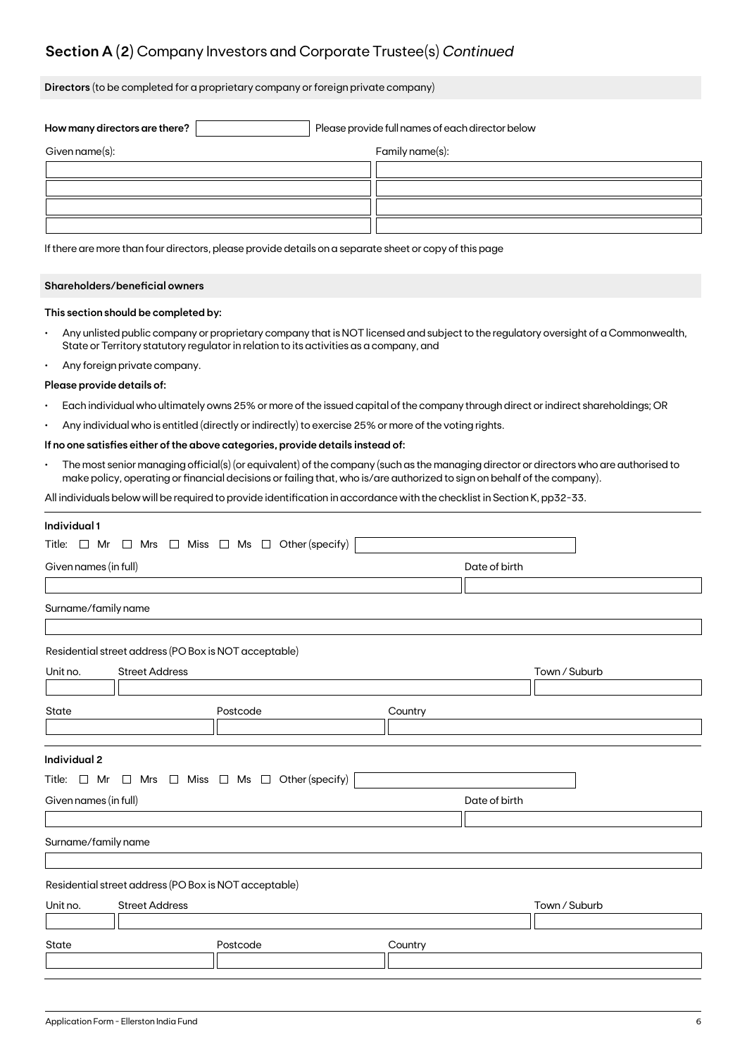## Section A (2) Company Investors and Corporate Trustee(s) *Continued*

**Directors** (to be completed for a proprietary company or foreign private company)

**How many directors are there?** ______ Please provide full names of each director below

| Given name(s): | Family name(s): |
|---|---|
| | |
| | |
| | |
| | |

If there are more than four directors, please provide details on a separate sheet or copy of this page

**Shareholders/beneficial owners**

**This section should be completed by:**

- Any unlisted public company or proprietary company that is NOT licensed and subject to the regulatory oversight of a Commonwealth, State or Territory statutory regulator in relation to its activities as a company, and
- Any foreign private company.

**Please provide details of:**

- Each individual who ultimately owns 25% or more of the issued capital of the company through direct or indirect shareholdings; OR
- Any individual who is entitled (directly or indirectly) to exercise 25% or more of the voting rights.

**If no one satisfies either of the above categories, provide details instead of:**

- The most senior managing official(s) (or equivalent) of the company (such as the managing director or directors who are authorised to make policy, operating or financial decisions or failing that, who is/are authorized to sign on behalf of the company).

All individuals below will be required to provide identification in accordance with the checklist in Section K, pp32-33.

**Individual 1**

Title: ☐ Mr ☐ Mrs ☐ Miss ☐ Ms ☐ Other (specify) ______

Given names (in full) ______ Date of birth ______

Surname/family name ______

Residential street address (PO Box is NOT acceptable)

Unit no. ______ Street Address ______ Town / Suburb ______

State ______ Postcode ______ Country ______

**Individual 2**

Title: ☐ Mr ☐ Mrs ☐ Miss ☐ Ms ☐ Other (specify) ______

Given names (in full) ______ Date of birth ______

Surname/family name ______

Residential street address (PO Box is NOT acceptable)

Unit no. ______ Street Address ______ Town / Suburb ______

State ______ Postcode ______ Country ______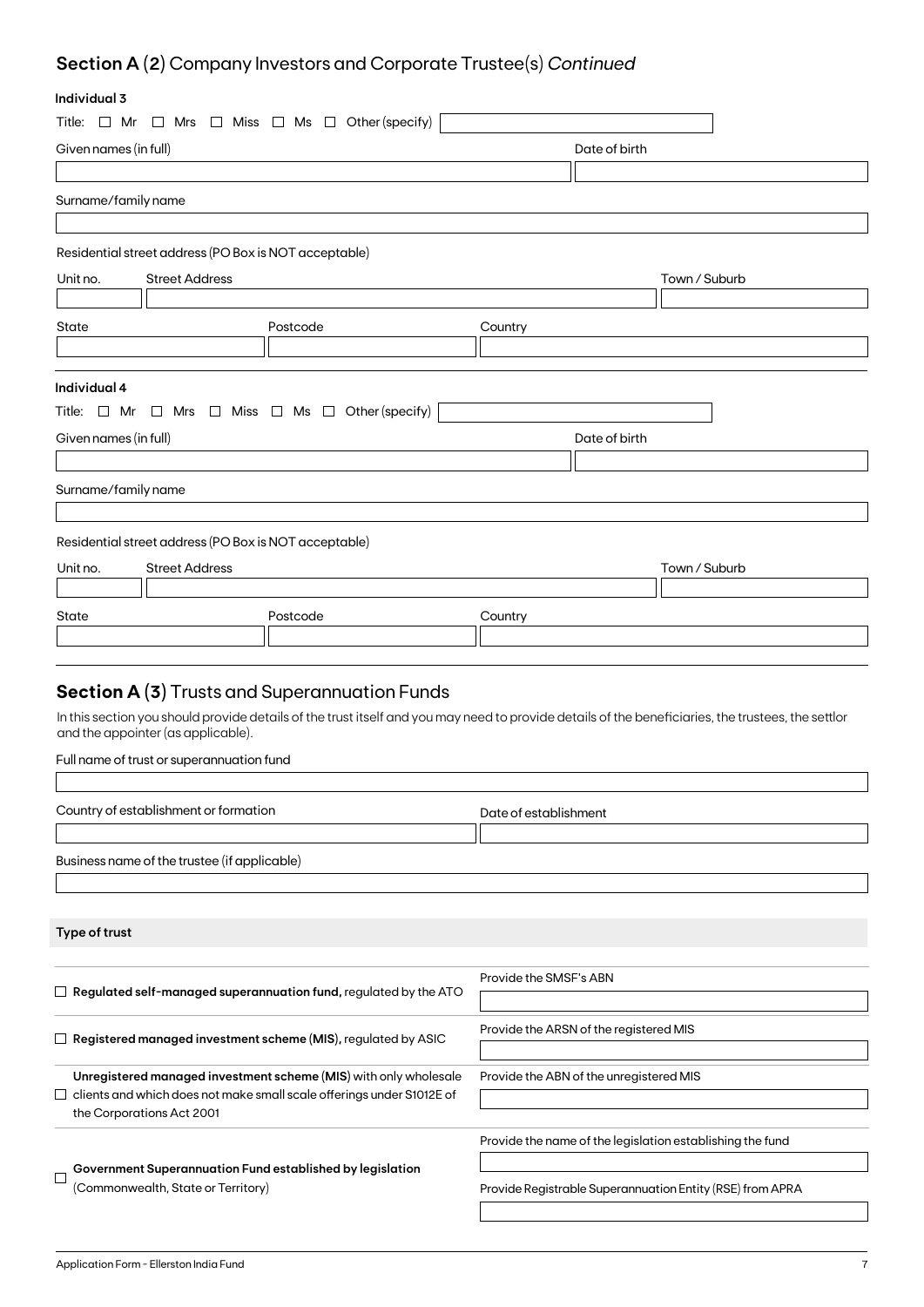## Section A (2) Company Investors and Corporate Trustee(s) *Continued*

**Individual 3**

Title: ☐ Mr ☐ Mrs ☐ Miss ☐ Ms ☐ Other (specify)

Given names (in full)

Date of birth

Surname/family name

Residential street address (PO Box is NOT acceptable)

Unit no. | Street Address | Town / Suburb

State | Postcode | Country

**Individual 4**

Title: ☐ Mr ☐ Mrs ☐ Miss ☐ Ms ☐ Other (specify)

Given names (in full)

Date of birth

Surname/family name

Residential street address (PO Box is NOT acceptable)

Unit no. | Street Address | Town / Suburb

State | Postcode | Country

## Section A (3) Trusts and Superannuation Funds

In this section you should provide details of the trust itself and you may need to provide details of the beneficiaries, the trustees, the settlor and the appointer (as applicable).

Full name of trust or superannuation fund

Country of establishment or formation

Date of establishment

Business name of the trustee (if applicable)

**Type of trust**

| | |
|---|---|
| ☐ **Regulated self-managed superannuation fund,** regulated by the ATO | Provide the SMSF's ABN |
| ☐ **Registered managed investment scheme (MIS),** regulated by ASIC | Provide the ARSN of the registered MIS |
| ☐ **Unregistered managed investment scheme (MIS)** with only wholesale clients and which does not make small scale offerings under S1012E of the Corporations Act 2001 | Provide the ABN of the unregistered MIS |
| ☐ **Government Superannuation Fund established by legislation** (Commonwealth, State or Territory) | Provide the name of the legislation establishing the fund<br>Provide Registrable Superannuation Entity (RSE) from APRA |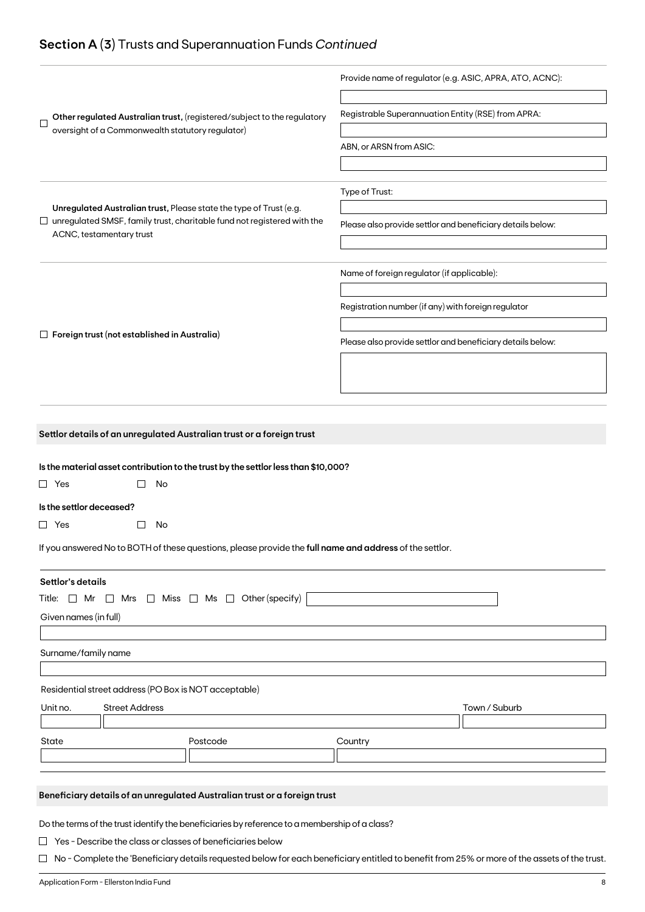## Section A (3) Trusts and Superannuation Funds *Continued*

| | |
|---|---|
| ☐ **Other regulated Australian trust,** (registered/subject to the regulatory oversight of a Commonwealth statutory regulator) | Provide name of regulator (e.g. ASIC, APRA, ATO, ACNC): |
| | Registrable Superannuation Entity (RSE) from APRA: |
| | ABN, or ARSN from ASIC: |
| ☐ **Unregulated Australian trust,** Please state the type of Trust (e.g. unregulated SMSF, family trust, charitable fund not registered with the ACNC, testamentary trust | Type of Trust: |
| | Please also provide settlor and beneficiary details below: |
| ☐ **Foreign trust (not established in Australia)** | Name of foreign regulator (if applicable): |
| | Registration number (if any) with foreign regulator |
| | Please also provide settlor and beneficiary details below: |

### Settlor details of an unregulated Australian trust or a foreign trust

**Is the material asset contribution to the trust by the settlor less than $10,000?**

☐ Yes ☐ No

**Is the settlor deceased?**

☐ Yes ☐ No

If you answered No to BOTH of these questions, please provide the **full name and address** of the settlor.

**Settlor's details**

Title: ☐ Mr ☐ Mrs ☐ Miss ☐ Ms ☐ Other (specify)

Given names (in full)

Surname/family name

Residential street address (PO Box is NOT acceptable)

| Unit no. | Street Address | Town / Suburb |
|---|---|---|
| | | |

| State | Postcode | Country |
|---|---|---|
| | | |

### Beneficiary details of an unregulated Australian trust or a foreign trust

Do the terms of the trust identify the beneficiaries by reference to a membership of a class?

☐ Yes - Describe the class or classes of beneficiaries below

☐ No - Complete the 'Beneficiary details requested below for each beneficiary entitled to benefit from 25% or more of the assets of the trust.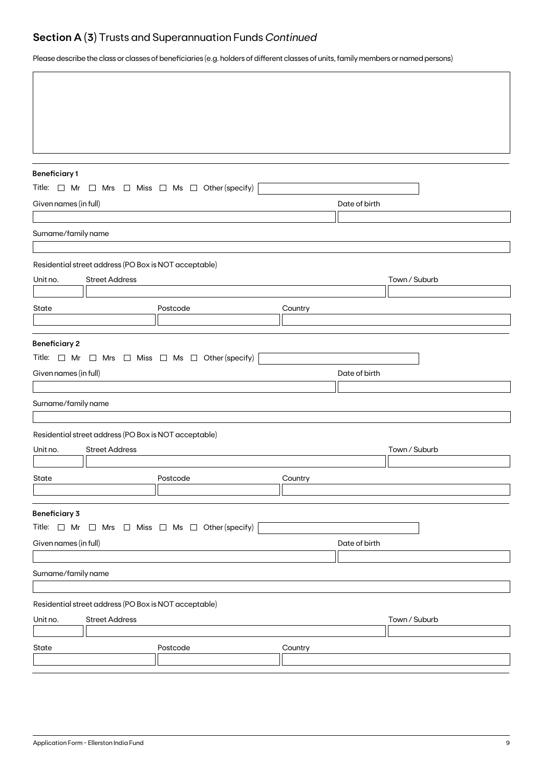## Section A (3) Trusts and Superannuation Funds *Continued*

Please describe the class or classes of beneficiaries (e.g. holders of different classes of units, family members or named persons)

**Beneficiary 1**

Title: ☐ Mr ☐ Mrs ☐ Miss ☐ Ms ☐ Other (specify)

Given names (in full)

Date of birth

Surname/family name

Residential street address (PO Box is NOT acceptable)

Unit no.

Street Address

Town / Suburb

State

Postcode

Country

**Beneficiary 2**

Title: ☐ Mr ☐ Mrs ☐ Miss ☐ Ms ☐ Other (specify)

Given names (in full)

Date of birth

Surname/family name

Residential street address (PO Box is NOT acceptable)

Unit no.

Street Address

Town / Suburb

State

Postcode

Country

**Beneficiary 3**

Title: ☐ Mr ☐ Mrs ☐ Miss ☐ Ms ☐ Other (specify)

Given names (in full)

Date of birth

Surname/family name

Residential street address (PO Box is NOT acceptable)

Unit no.

Street Address

Town / Suburb

State

Postcode

Country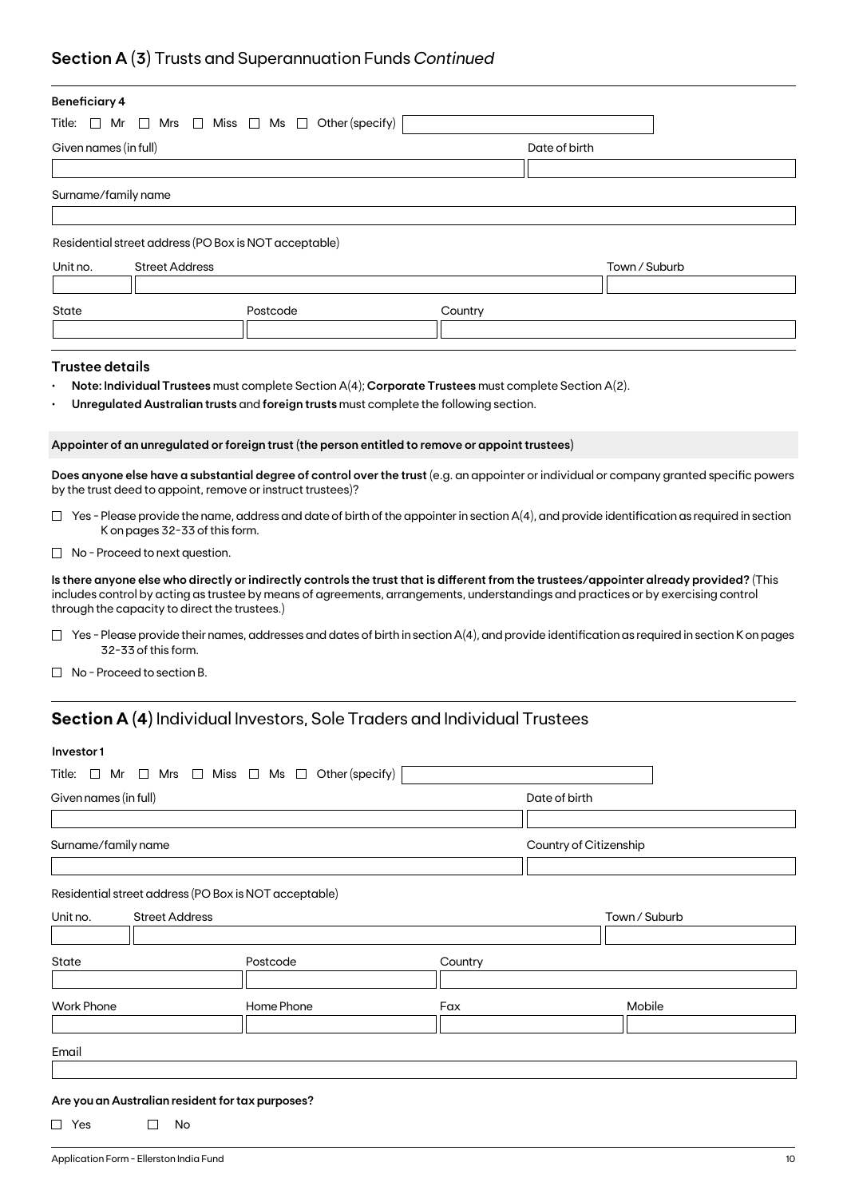## Section A (3) Trusts and Superannuation Funds *Continued*

**Beneficiary 4**

Title: ☐ Mr ☐ Mrs ☐ Miss ☐ Ms ☐ Other (specify)

Given names (in full) | Date of birth

Surname/family name

Residential street address (PO Box is NOT acceptable)

Unit no. | Street Address | Town / Suburb

State | Postcode | Country

### Trustee details

- **Note: Individual Trustees** must complete Section A(4); **Corporate Trustees** must complete Section A(2).
- **Unregulated Australian trusts** and **foreign trusts** must complete the following section.

**Appointer of an unregulated or foreign trust (the person entitled to remove or appoint trustees)**

**Does anyone else have a substantial degree of control over the trust** (e.g. an appointer or individual or company granted specific powers by the trust deed to appoint, remove or instruct trustees)?

☐ Yes - Please provide the name, address and date of birth of the appointer in section A(4), and provide identification as required in section K on pages 32-33 of this form.

☐ No - Proceed to next question.

**Is there anyone else who directly or indirectly controls the trust that is different from the trustees/appointer already provided?** (This includes control by acting as trustee by means of agreements, arrangements, understandings and practices or by exercising control through the capacity to direct the trustees.)

☐ Yes - Please provide their names, addresses and dates of birth in section A(4), and provide identification as required in section K on pages 32-33 of this form.

☐ No - Proceed to section B.

## Section A (4) Individual Investors, Sole Traders and Individual Trustees

**Investor 1**

Title: ☐ Mr ☐ Mrs ☐ Miss ☐ Ms ☐ Other (specify)

Given names (in full) | Date of birth

Surname/family name | Country of Citizenship

Residential street address (PO Box is NOT acceptable)

Unit no. | Street Address | Town / Suburb

State | Postcode | Country

Work Phone | Home Phone | Fax | Mobile

Email

**Are you an Australian resident for tax purposes?**

☐ Yes ☐ No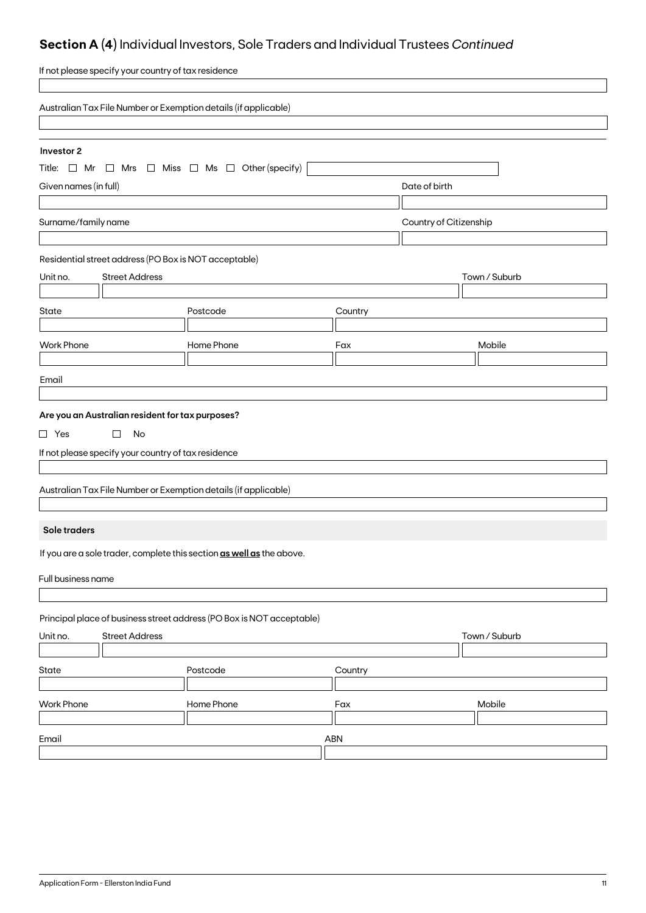## Section A (4) Individual Investors, Sole Traders and Individual Trustees *Continued*

If not please specify your country of tax residence

Australian Tax File Number or Exemption details (if applicable)

**Investor 2**

Title: ☐ Mr ☐ Mrs ☐ Miss ☐ Ms ☐ Other (specify)

Given names (in full)

Date of birth

Surname/family name

Country of Citizenship

Residential street address (PO Box is NOT acceptable)

Unit no. | Street Address | Town / Suburb

State | Postcode | Country

Work Phone | Home Phone | Fax | Mobile

Email

**Are you an Australian resident for tax purposes?**

☐ Yes ☐ No

If not please specify your country of tax residence

Australian Tax File Number or Exemption details (if applicable)

**Sole traders**

If you are a sole trader, complete this section **as well as** the above.

Full business name

Principal place of business street address (PO Box is NOT acceptable)

Unit no. | Street Address | Town / Suburb

State | Postcode | Country

Work Phone | Home Phone | Fax | Mobile

Email | ABN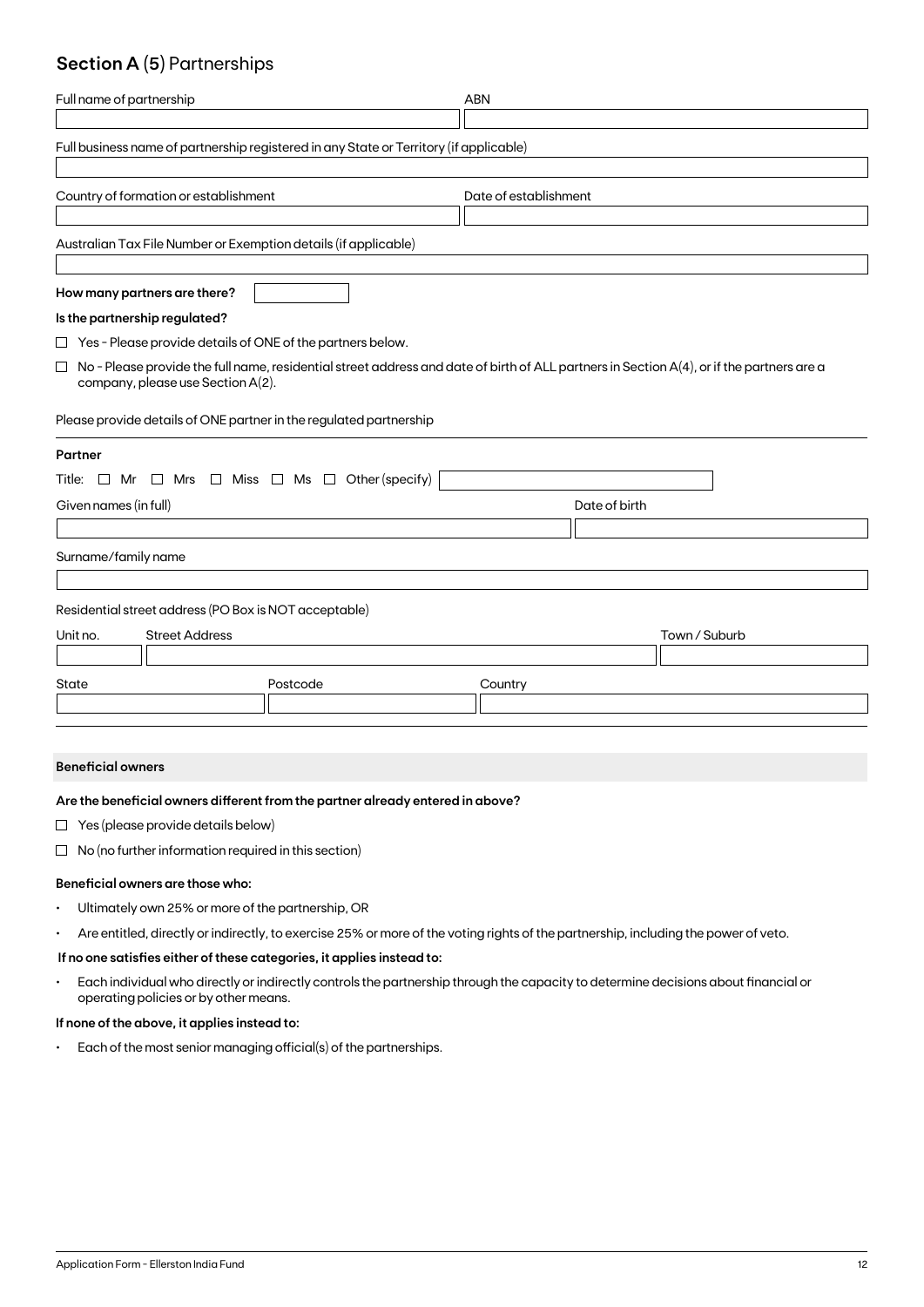## Section A (5) Partnerships

Full name of partnership

ABN

Full business name of partnership registered in any State or Territory (if applicable)

Country of formation or establishment

Date of establishment

Australian Tax File Number or Exemption details (if applicable)

**How many partners are there?**

**Is the partnership regulated?**

- ☐ Yes - Please provide details of ONE of the partners below.
- ☐ No - Please provide the full name, residential street address and date of birth of ALL partners in Section A(4), or if the partners are a company, please use Section A(2).

Please provide details of ONE partner in the regulated partnership

**Partner**

Title: ☐ Mr ☐ Mrs ☐ Miss ☐ Ms ☐ Other (specify)

Given names (in full)

Date of birth

Surname/family name

Residential street address (PO Box is NOT acceptable)

Unit no. | Street Address | Town / Suburb

State | Postcode | Country

**Beneficial owners**

**Are the beneficial owners different from the partner already entered in above?**

- ☐ Yes (please provide details below)
- ☐ No (no further information required in this section)

**Beneficial owners are those who:**

- Ultimately own 25% or more of the partnership, OR
- Are entitled, directly or indirectly, to exercise 25% or more of the voting rights of the partnership, including the power of veto.

**If no one satisfies either of these categories, it applies instead to:**

- Each individual who directly or indirectly controls the partnership through the capacity to determine decisions about financial or operating policies or by other means.

**If none of the above, it applies instead to:**

- Each of the most senior managing official(s) of the partnerships.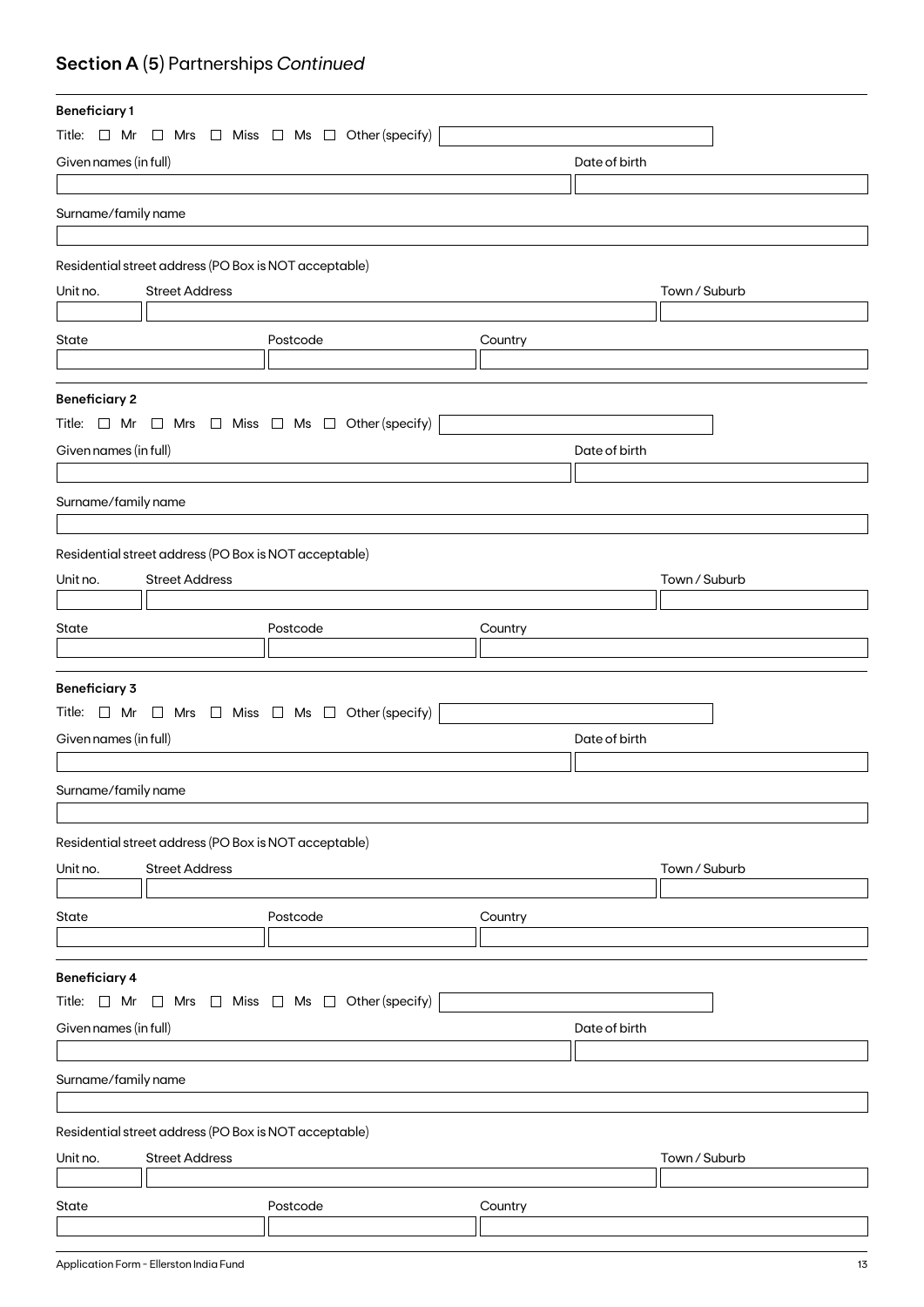## **Section A** (5) Partnerships *Continued*

**Beneficiary 1**

Title: ☐ Mr ☐ Mrs ☐ Miss ☐ Ms ☐ Other (specify)

Given names (in full)

Date of birth

Surname/family name

Residential street address (PO Box is NOT acceptable)

Unit no.

Street Address

Town / Suburb

State

Postcode

Country

**Beneficiary 2**

Title: ☐ Mr ☐ Mrs ☐ Miss ☐ Ms ☐ Other (specify)

Given names (in full)

Date of birth

Surname/family name

Residential street address (PO Box is NOT acceptable)

Unit no.

Street Address

Town / Suburb

State

Postcode

Country

**Beneficiary 3**

Title: ☐ Mr ☐ Mrs ☐ Miss ☐ Ms ☐ Other (specify)

Given names (in full)

Date of birth

Surname/family name

Residential street address (PO Box is NOT acceptable)

Unit no.

Street Address

Town / Suburb

State

Postcode

Country

**Beneficiary 4**

Title: ☐ Mr ☐ Mrs ☐ Miss ☐ Ms ☐ Other (specify)

Given names (in full)

Date of birth

Surname/family name

Residential street address (PO Box is NOT acceptable)

Unit no.

Street Address

Town / Suburb

State

Postcode

Country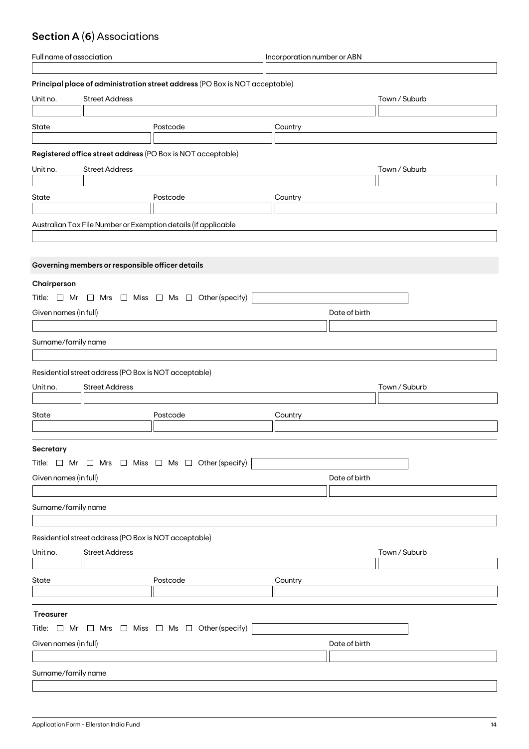## **Section A** (**6**) Associations

| Full name of association | Incorporation number or ABN |
| --- | --- |
| | |

**Principal place of administration street address** (PO Box is NOT acceptable)

| Unit no. | Street Address | Town / Suburb |
| --- | --- | --- |
| | | |

| State | Postcode | Country |
| --- | --- | --- |
| | | |

**Registered office street address** (PO Box is NOT acceptable)

| Unit no. | Street Address | Town / Suburb |
| --- | --- | --- |
| | | |

| State | Postcode | Country |
| --- | --- | --- |
| | | |

Australian Tax File Number or Exemption details (if applicable

| |
| --- |
| |

### Governing members or responsible officer details

**Chairperson**

Title: ☐ Mr ☐ Mrs ☐ Miss ☐ Ms ☐ Other (specify) ______

| Given names (in full) | Date of birth |
| --- | --- |
| | |

Surname/family name

| |
| --- |
| |

Residential street address (PO Box is NOT acceptable)

| Unit no. | Street Address | Town / Suburb |
| --- | --- | --- |
| | | |

| State | Postcode | Country |
| --- | --- | --- |
| | | |

**Secretary**

Title: ☐ Mr ☐ Mrs ☐ Miss ☐ Ms ☐ Other (specify) ______

| Given names (in full) | Date of birth |
| --- | --- |
| | |

Surname/family name

| |
| --- |
| |

Residential street address (PO Box is NOT acceptable)

| Unit no. | Street Address | Town / Suburb |
| --- | --- | --- |
| | | |

| State | Postcode | Country |
| --- | --- | --- |
| | | |

**Treasurer**

Title: ☐ Mr ☐ Mrs ☐ Miss ☐ Ms ☐ Other (specify) ______

| Given names (in full) | Date of birth |
| --- | --- |
| | |

Surname/family name

| |
| --- |
| |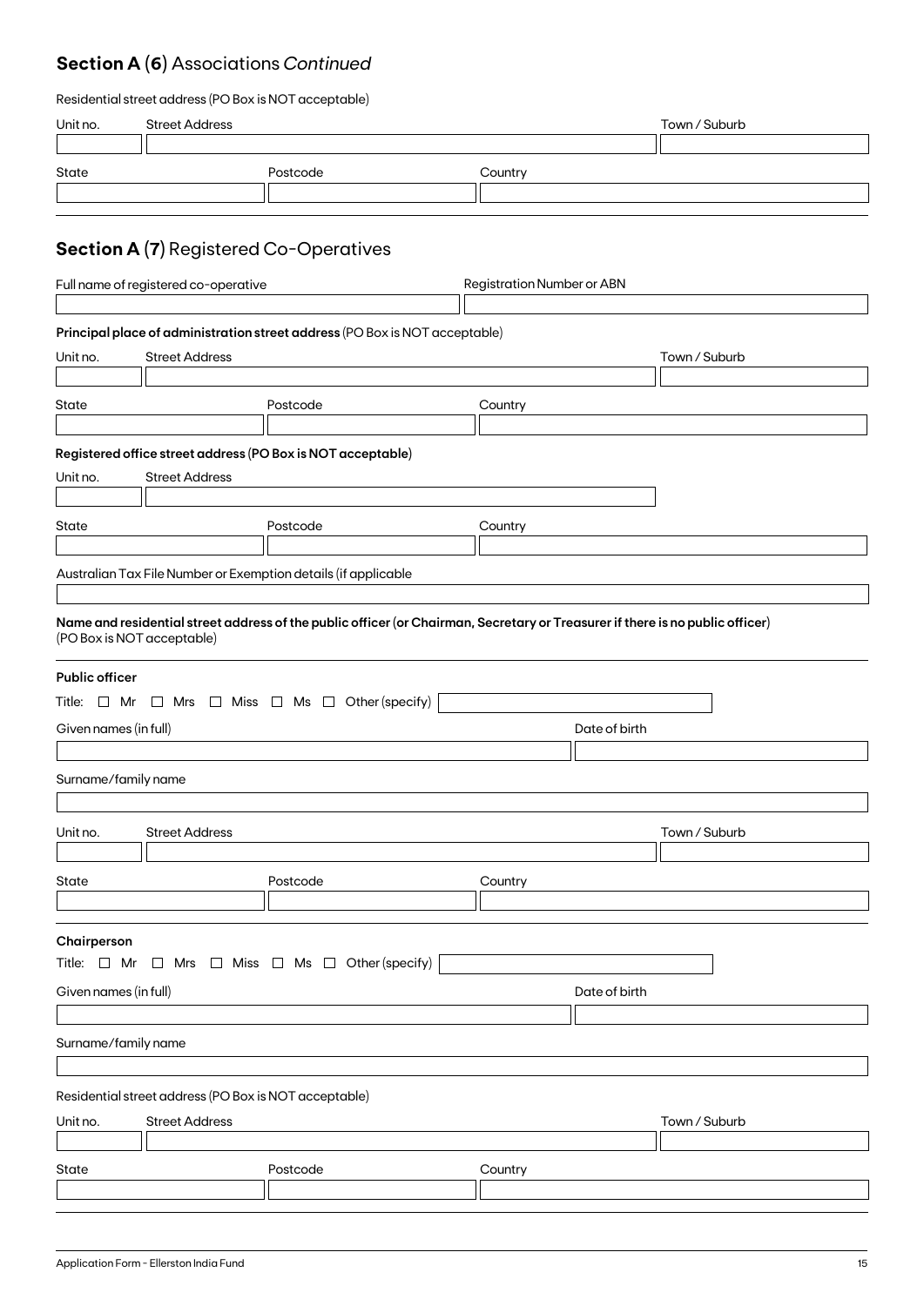## Section A (6) Associations *Continued*

Residential street address (PO Box is NOT acceptable)

| Unit no. | Street Address | Town / Suburb |
|---|---|---|
| | | |

| State | Postcode | Country |
|---|---|---|
| | | |

## Section A (7) Registered Co-Operatives

| Full name of registered co-operative | Registration Number or ABN |
|---|---|
| | |

**Principal place of administration street address** (PO Box is NOT acceptable)

| Unit no. | Street Address | Town / Suburb |
|---|---|---|
| | | |

| State | Postcode | Country |
|---|---|---|
| | | |

**Registered office street address (PO Box is NOT acceptable)**

| Unit no. | Street Address |
|---|---|
| | |

| State | Postcode | Country |
|---|---|---|
| | | |

Australian Tax File Number or Exemption details (if applicable

| |
|---|
| |

**Name and residential street address of the public officer (or Chairman, Secretary or Treasurer if there is no public officer)** (PO Box is NOT acceptable)

**Public officer**

Title: ☐ Mr ☐ Mrs ☐ Miss ☐ Ms ☐ Other (specify)

| Given names (in full) | Date of birth |
|---|---|
| | |

Surname/family name

| Unit no. | Street Address | Town / Suburb |
|---|---|---|
| | | |

| State | Postcode | Country |
|---|---|---|
| | | |

**Chairperson**

Title: ☐ Mr ☐ Mrs ☐ Miss ☐ Ms ☐ Other (specify)

| Given names (in full) | Date of birth |
|---|---|
| | |

Surname/family name

Residential street address (PO Box is NOT acceptable)

| Unit no. | Street Address | Town / Suburb |
|---|---|---|
| | | |

| State | Postcode | Country |
|---|---|---|
| | | |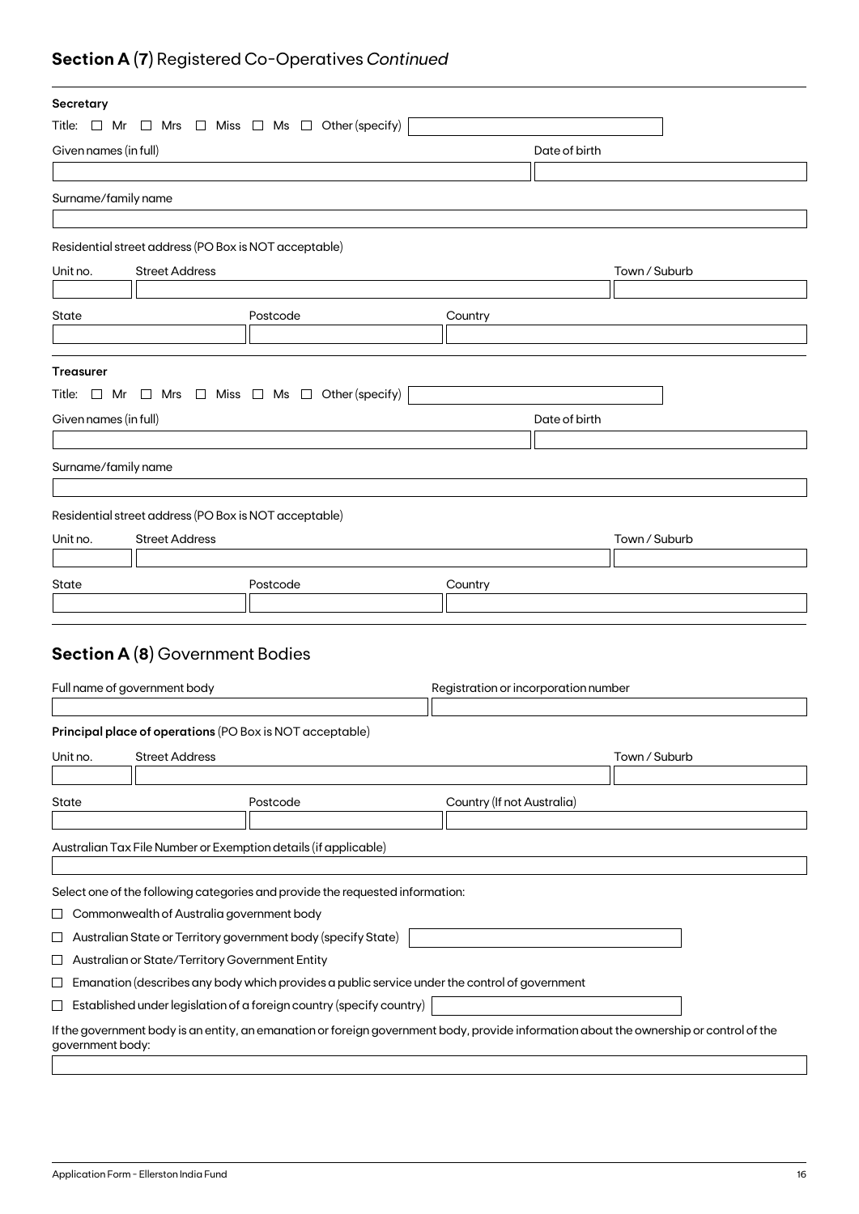## **Section A (7)** Registered Co-Operatives *Continued*

**Secretary**

Title: ☐ Mr ☐ Mrs ☐ Miss ☐ Ms ☐ Other (specify)

Given names (in full)

Date of birth

Surname/family name

Residential street address (PO Box is NOT acceptable)

| Unit no. | Street Address | Town / Suburb |
|---|---|---|
| | | |

| State | Postcode | Country |
|---|---|---|
| | | |

**Treasurer**

Title: ☐ Mr ☐ Mrs ☐ Miss ☐ Ms ☐ Other (specify)

Given names (in full)

Date of birth

Surname/family name

Residential street address (PO Box is NOT acceptable)

| Unit no. | Street Address | Town / Suburb |
|---|---|---|
| | | |

| State | Postcode | Country |
|---|---|---|
| | | |

## **Section A (8)** Government Bodies

| Full name of government body | Registration or incorporation number |
|---|---|
| | |

**Principal place of operations** (PO Box is NOT acceptable)

| Unit no. | Street Address | Town / Suburb |
|---|---|---|
| | | |

| State | Postcode | Country (If not Australia) |
|---|---|---|
| | | |

Australian Tax File Number or Exemption details (if applicable)

Select one of the following categories and provide the requested information:

☐ Commonwealth of Australia government body

☐ Australian State or Territory government body (specify State)

☐ Australian or State/Territory Government Entity

☐ Emanation (describes any body which provides a public service under the control of government

☐ Established under legislation of a foreign country (specify country)

If the government body is an entity, an emanation or foreign government body, provide information about the ownership or control of the government body: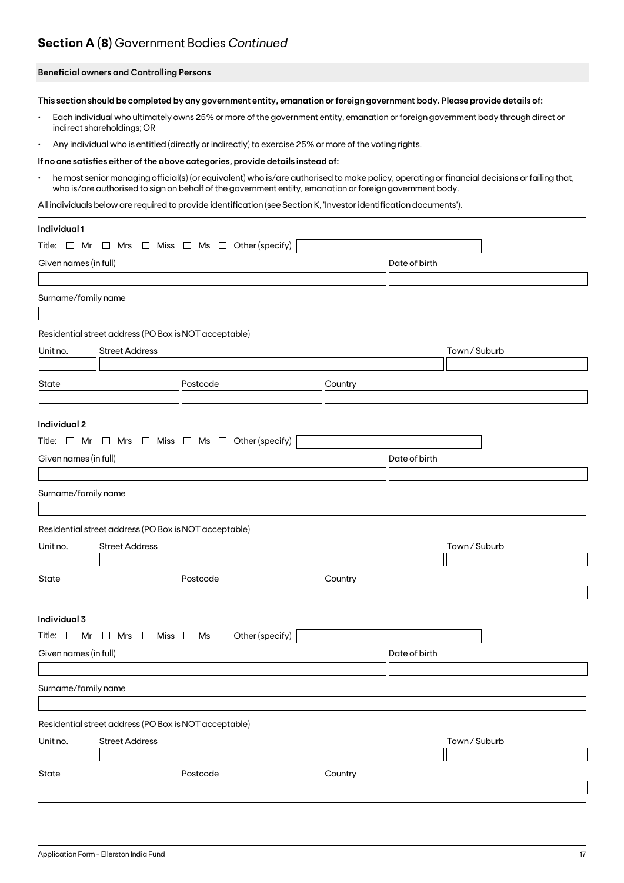## Section A (8) Government Bodies *Continued*

### Beneficial owners and Controlling Persons

**This section should be completed by any government entity, emanation or foreign government body. Please provide details of:**

- Each individual who ultimately owns 25% or more of the government entity, emanation or foreign government body through direct or indirect shareholdings; OR
- Any individual who is entitled (directly or indirectly) to exercise 25% or more of the voting rights.

**If no one satisfies either of the above categories, provide details instead of:**

- he most senior managing official(s) (or equivalent) who is/are authorised to make policy, operating or financial decisions or failing that, who is/are authorised to sign on behalf of the government entity, emanation or foreign government body.

All individuals below are required to provide identification (see Section K, 'Investor identification documents').

**Individual 1**

Title: ☐ Mr ☐ Mrs ☐ Miss ☐ Ms ☐ Other (specify)

Given names (in full)

Date of birth

Surname/family name

Residential street address (PO Box is NOT acceptable)

Unit no.

Street Address

Town / Suburb

State

Postcode

Country

**Individual 2**

Title: ☐ Mr ☐ Mrs ☐ Miss ☐ Ms ☐ Other (specify)

Given names (in full)

Date of birth

Surname/family name

Residential street address (PO Box is NOT acceptable)

Unit no.

Street Address

Town / Suburb

State

Postcode

Country

**Individual 3**

Title: ☐ Mr ☐ Mrs ☐ Miss ☐ Ms ☐ Other (specify)

Given names (in full)

Date of birth

Surname/family name

Residential street address (PO Box is NOT acceptable)

Unit no.

Street Address

Town / Suburb

State

Postcode

Country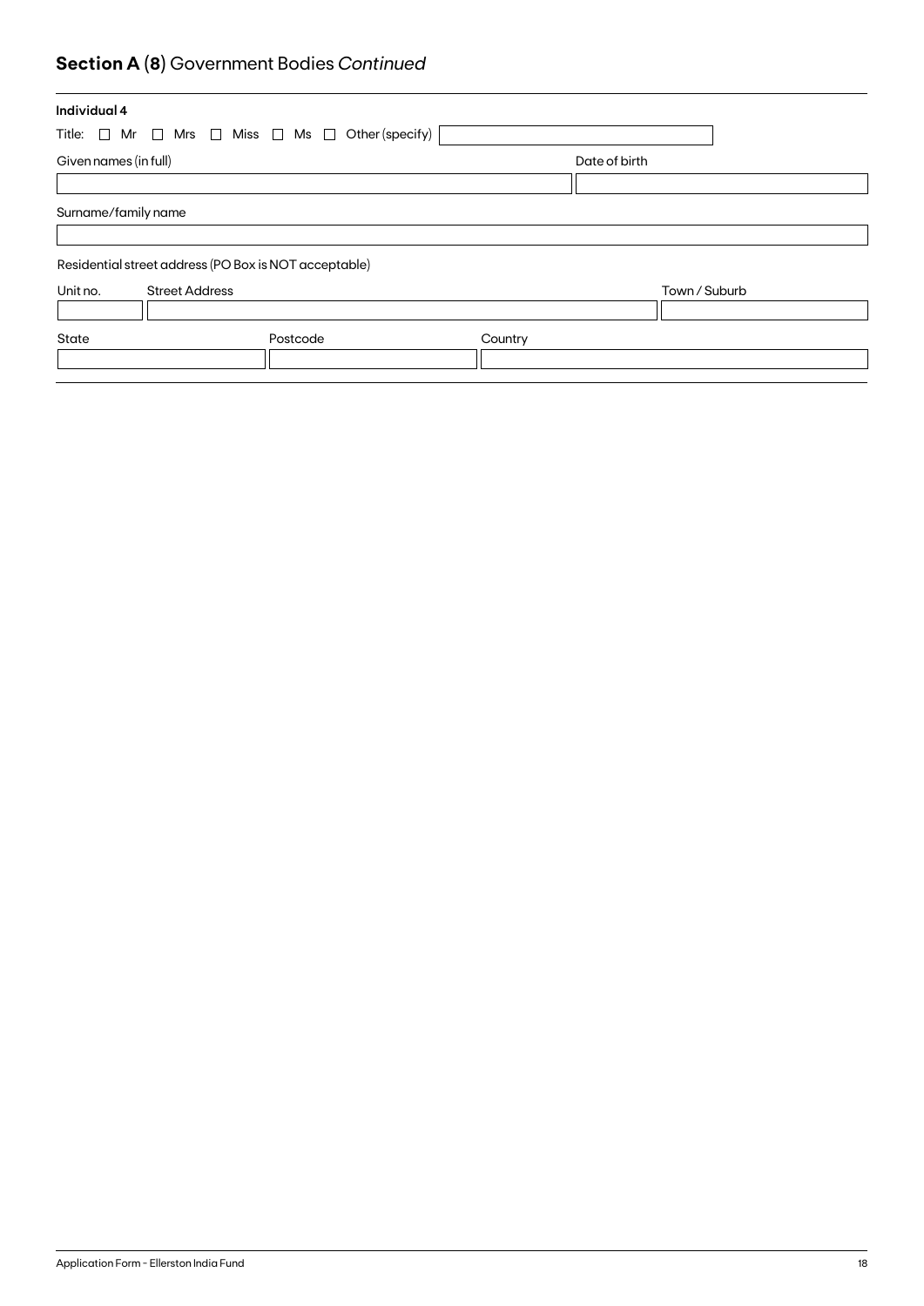## **Section A (8)** Government Bodies *Continued*

**Individual 4**

Title: ☐ Mr ☐ Mrs ☐ Miss ☐ Ms ☐ Other (specify)

| Given names (in full) | Date of birth |
|---|---|
| | |

Surname/family name

Residential street address (PO Box is NOT acceptable)

| Unit no. | Street Address | Town / Suburb |
|---|---|---|
| | | |

| State | Postcode | Country |
|---|---|---|
| | | |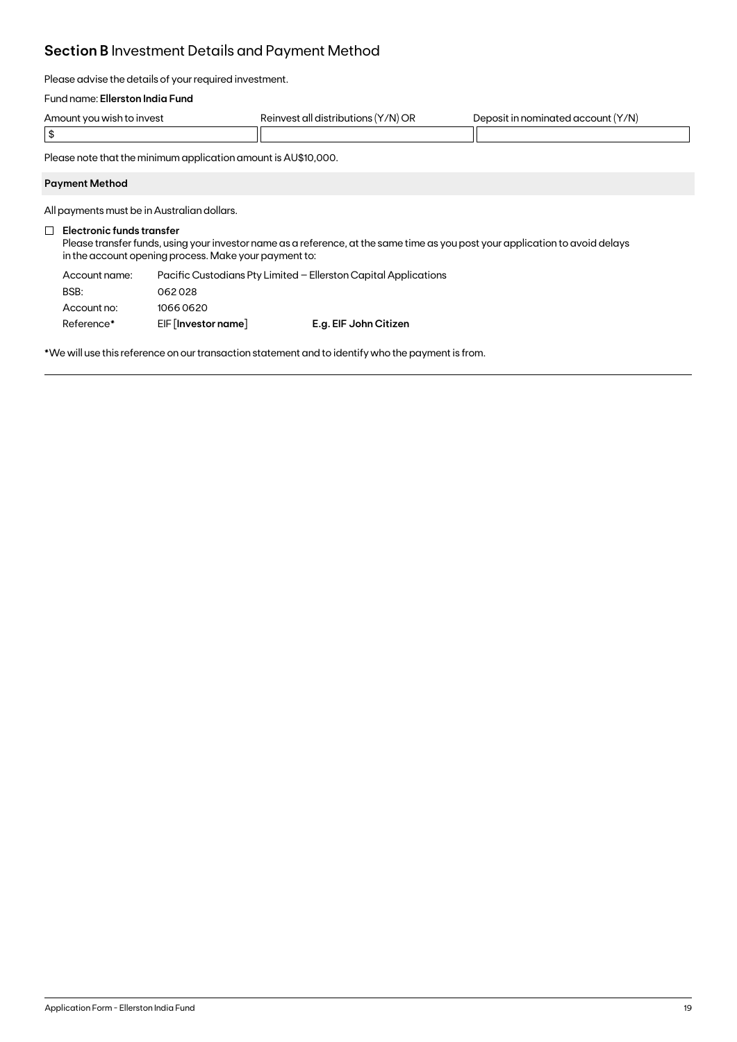## **Section B** Investment Details and Payment Method

Please advise the details of your required investment.

Fund name: **Ellerston India Fund**

| Amount you wish to invest | Reinvest all distributions (Y/N) OR | Deposit in nominated account (Y/N) |
|---|---|---|
| $ | | |

Please note that the minimum application amount is AU$10,000.

### Payment Method

All payments must be in Australian dollars.

☐ **Electronic funds transfer**
Please transfer funds, using your investor name as a reference, at the same time as you post your application to avoid delays in the account opening process. Make your payment to:

| | | |
|---|---|---|
| Account name: | Pacific Custodians Pty Limited – Ellerston Capital Applications | |
| BSB: | 062 028 | |
| Account no: | 1066 0620 | |
| Reference* | EIF [**Investor name**] | **E.g. EIF John Citizen** |

*We will use this reference on our transaction statement and to identify who the payment is from.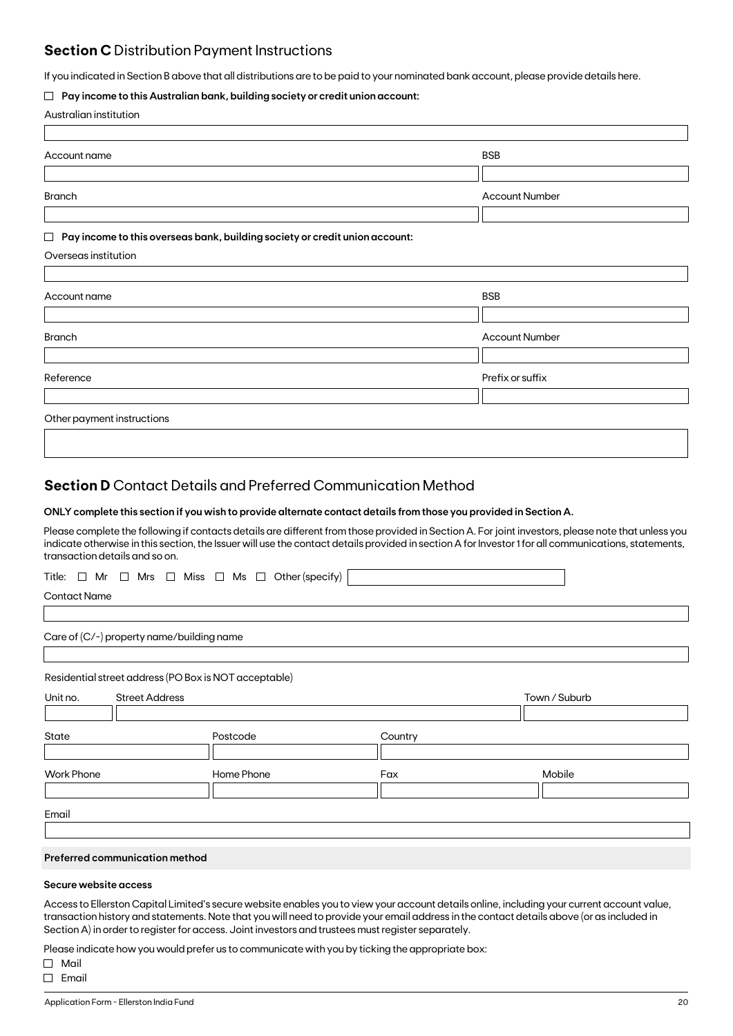## Section C Distribution Payment Instructions

If you indicated in Section B above that all distributions are to be paid to your nominated bank account, please provide details here.

☐ **Pay income to this Australian bank, building society or credit union account:**

Australian institution

| Account name | BSB |
|---|---|
| | |
| **Branch** | **Account Number** |
| | |

☐ **Pay income to this overseas bank, building society or credit union account:**

Overseas institution

| Account name | BSB |
|---|---|
| | |
| **Branch** | **Account Number** |
| | |
| **Reference** | **Prefix or suffix** |
| | |

Other payment instructions

## Section D Contact Details and Preferred Communication Method

**ONLY complete this section if you wish to provide alternate contact details from those you provided in Section A.**

Please complete the following if contacts details are different from those provided in Section A. For joint investors, please note that unless you indicate otherwise in this section, the Issuer will use the contact details provided in section A for Investor 1 for all communications, statements, transaction details and so on.

Title: ☐ Mr ☐ Mrs ☐ Miss ☐ Ms ☐ Other (specify)

Contact Name

Care of (C/-) property name/building name

Residential street address (PO Box is NOT acceptable)

| Unit no. | Street Address | Town / Suburb |
|---|---|---|
| | | |

| State | Postcode | Country |
|---|---|---|
| | | |

| Work Phone | Home Phone | Fax | Mobile |
|---|---|---|---|
| | | | |

Email

**Preferred communication method**

**Secure website access**

Access to Ellerston Capital Limited's secure website enables you to view your account details online, including your current account value, transaction history and statements. Note that you will need to provide your email address in the contact details above (or as included in Section A) in order to register for access. Joint investors and trustees must register separately.

Please indicate how you would prefer us to communicate with you by ticking the appropriate box:

☐ Mail
☐ Email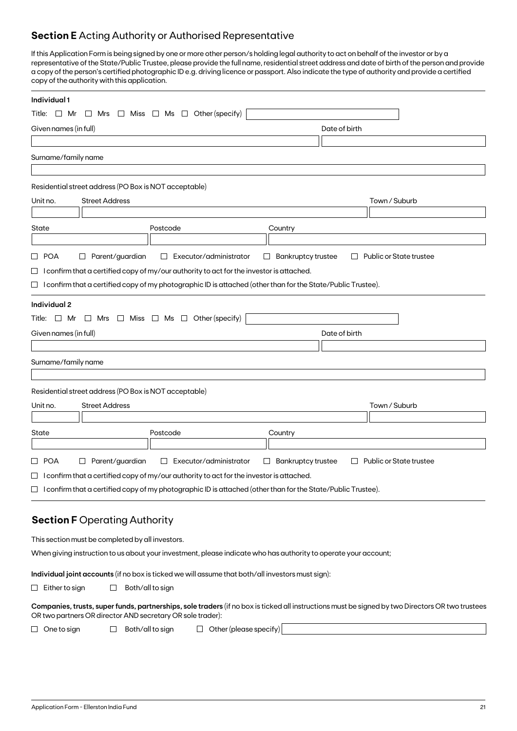## **Section E** Acting Authority or Authorised Representative

If this Application Form is being signed by one or more other person/s holding legal authority to act on behalf of the investor or by a representative of the State/Public Trustee, please provide the full name, residential street address and date of birth of the person and provide a copy of the person's certified photographic ID e.g. driving licence or passport. Also indicate the type of authority and provide a certified copy of the authority with this application.

**Individual 1**

Title: ☐ Mr ☐ Mrs ☐ Miss ☐ Ms ☐ Other (specify) \_\_\_\_\_\_\_\_\_\_

Given names (in full) \_\_\_\_\_\_\_\_\_\_ Date of birth \_\_\_\_\_\_\_\_\_\_

Surname/family name \_\_\_\_\_\_\_\_\_\_

Residential street address (PO Box is NOT acceptable)

Unit no. \_\_\_\_\_ Street Address \_\_\_\_\_\_\_\_\_\_ Town / Suburb \_\_\_\_\_\_\_\_\_\_

State \_\_\_\_\_ Postcode \_\_\_\_\_ Country \_\_\_\_\_\_\_\_\_\_

☐ POA ☐ Parent/guardian ☐ Executor/administrator ☐ Bankruptcy trustee ☐ Public or State trustee

☐ I confirm that a certified copy of my/our authority to act for the investor is attached.

☐ I confirm that a certified copy of my photographic ID is attached (other than for the State/Public Trustee).

**Individual 2**

Title: ☐ Mr ☐ Mrs ☐ Miss ☐ Ms ☐ Other (specify) \_\_\_\_\_\_\_\_\_\_

Given names (in full) \_\_\_\_\_\_\_\_\_\_ Date of birth \_\_\_\_\_\_\_\_\_\_

Surname/family name \_\_\_\_\_\_\_\_\_\_

Residential street address (PO Box is NOT acceptable)

Unit no. \_\_\_\_\_ Street Address \_\_\_\_\_\_\_\_\_\_ Town / Suburb \_\_\_\_\_\_\_\_\_\_

State \_\_\_\_\_ Postcode \_\_\_\_\_ Country \_\_\_\_\_\_\_\_\_\_

☐ POA ☐ Parent/guardian ☐ Executor/administrator ☐ Bankruptcy trustee ☐ Public or State trustee

☐ I confirm that a certified copy of my/our authority to act for the investor is attached.

☐ I confirm that a certified copy of my photographic ID is attached (other than for the State/Public Trustee).

## **Section F** Operating Authority

This section must be completed by all investors.

When giving instruction to us about your investment, please indicate who has authority to operate your account;

**Individual joint accounts** (if no box is ticked we will assume that both/all investors must sign):

☐ Either to sign ☐ Both/all to sign

**Companies, trusts, super funds, partnerships, sole traders** (if no box is ticked all instructions must be signed by two Directors OR two trustees OR two partners OR director AND secretary OR sole trader):

☐ One to sign ☐ Both/all to sign ☐ Other (please specify) \_\_\_\_\_\_\_\_\_\_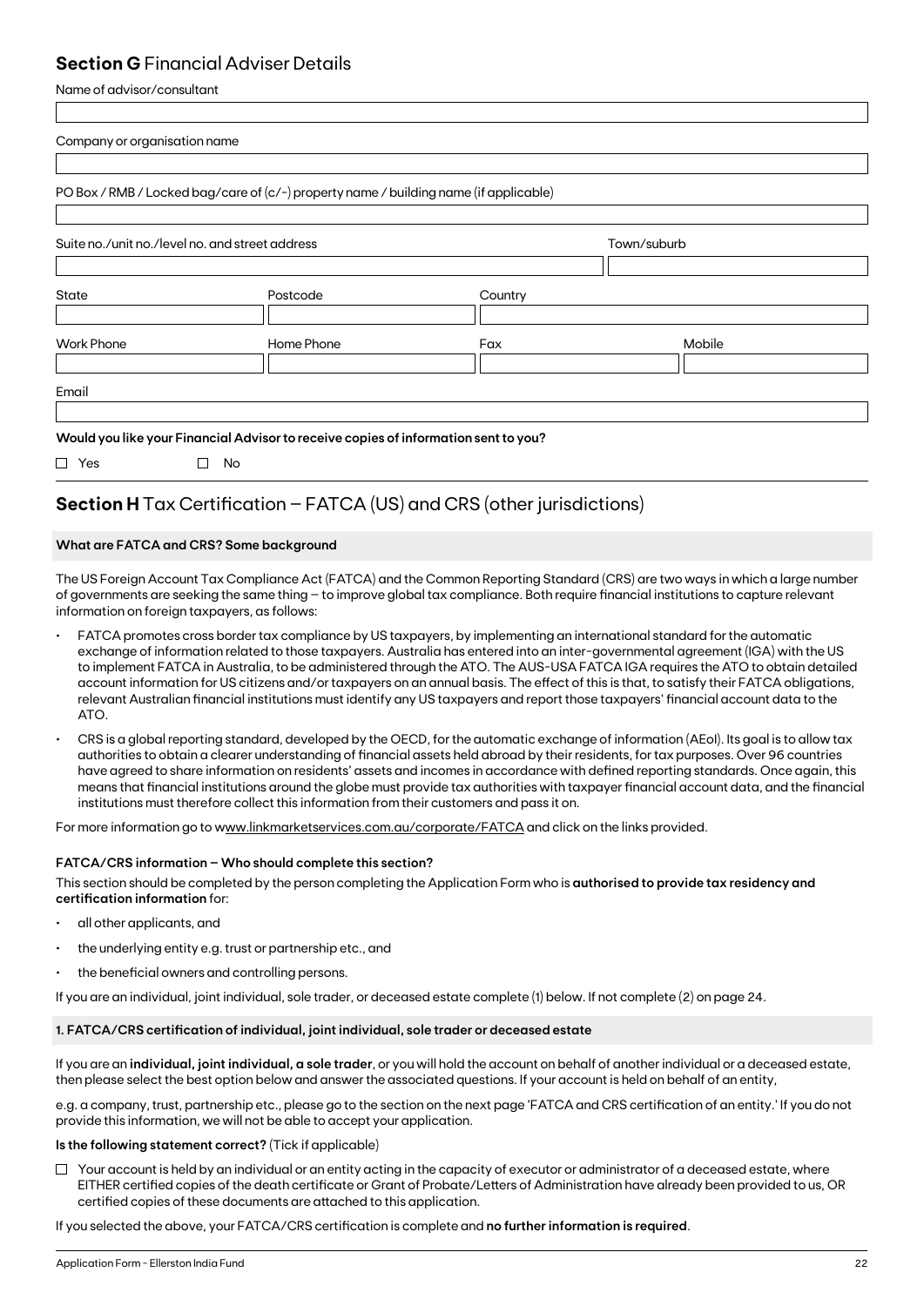## **Section G** Financial Adviser Details

Name of advisor/consultant

Company or organisation name

PO Box / RMB / Locked bag/care of (c/-) property name / building name (if applicable)

Suite no./unit no./level no. and street address | Town/suburb

State | Postcode | Country

Work Phone | Home Phone | Fax | Mobile

Email

**Would you like your Financial Advisor to receive copies of information sent to you?**

☐ Yes ☐ No

## **Section H** Tax Certification – FATCA (US) and CRS (other jurisdictions)

**What are FATCA and CRS? Some background**

The US Foreign Account Tax Compliance Act (FATCA) and the Common Reporting Standard (CRS) are two ways in which a large number of governments are seeking the same thing – to improve global tax compliance. Both require financial institutions to capture relevant information on foreign taxpayers, as follows:

- FATCA promotes cross border tax compliance by US taxpayers, by implementing an international standard for the automatic exchange of information related to those taxpayers. Australia has entered into an inter-governmental agreement (IGA) with the US to implement FATCA in Australia, to be administered through the ATO. The AUS-USA FATCA IGA requires the ATO to obtain detailed account information for US citizens and/or taxpayers on an annual basis. The effect of this is that, to satisfy their FATCA obligations, relevant Australian financial institutions must identify any US taxpayers and report those taxpayers' financial account data to the ATO.
- CRS is a global reporting standard, developed by the OECD, for the automatic exchange of information (AEoI). Its goal is to allow tax authorities to obtain a clearer understanding of financial assets held abroad by their residents, for tax purposes. Over 96 countries have agreed to share information on residents' assets and incomes in accordance with defined reporting standards. Once again, this means that financial institutions around the globe must provide tax authorities with taxpayer financial account data, and the financial institutions must therefore collect this information from their customers and pass it on.

For more information go to www.linkmarketservices.com.au/corporate/FATCA and click on the links provided.

**FATCA/CRS information – Who should complete this section?**

This section should be completed by the person completing the Application Form who is **authorised to provide tax residency and certification information** for:

- all other applicants, and
- the underlying entity e.g. trust or partnership etc., and
- the beneficial owners and controlling persons.

If you are an individual, joint individual, sole trader, or deceased estate complete (1) below. If not complete (2) on page 24.

**1. FATCA/CRS certification of individual, joint individual, sole trader or deceased estate**

If you are an **individual, joint individual, a sole trader**, or you will hold the account on behalf of another individual or a deceased estate, then please select the best option below and answer the associated questions. If your account is held on behalf of an entity,

e.g. a company, trust, partnership etc., please go to the section on the next page 'FATCA and CRS certification of an entity.' If you do not provide this information, we will not be able to accept your application.

**Is the following statement correct?** (Tick if applicable)

☐ Your account is held by an individual or an entity acting in the capacity of executor or administrator of a deceased estate, where EITHER certified copies of the death certificate or Grant of Probate/Letters of Administration have already been provided to us, OR certified copies of these documents are attached to this application.

If you selected the above, your FATCA/CRS certification is complete and **no further information is required**.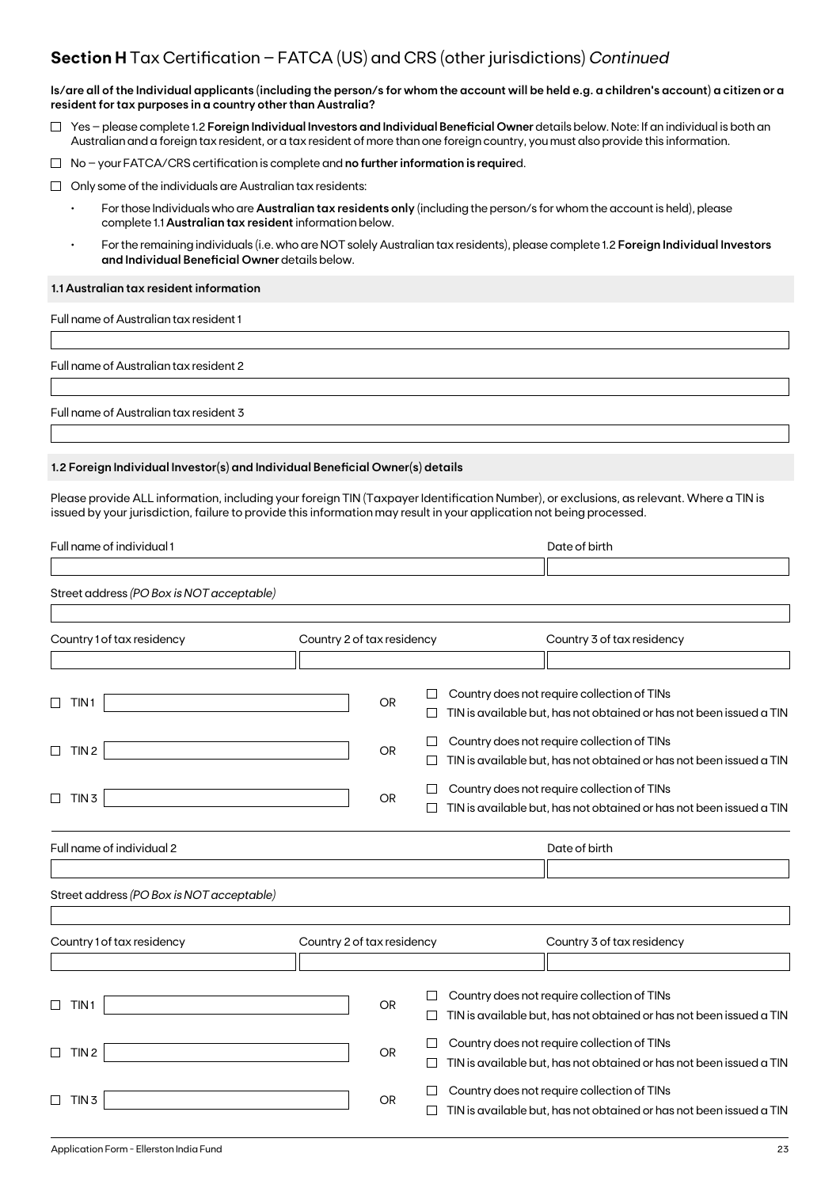## **Section H** Tax Certification – FATCA (US) and CRS (other jurisdictions) *Continued*

**Is/are all of the Individual applicants (including the person/s for whom the account will be held e.g. a children's account) a citizen or a resident for tax purposes in a country other than Australia?**

☐ Yes – please complete 1.2 **Foreign Individual Investors and Individual Beneficial Owner** details below. Note: If an individual is both an Australian and a foreign tax resident, or a tax resident of more than one foreign country, you must also provide this information.

☐ No – your FATCA/CRS certification is complete and **no further information is require**d.

☐ Only some of the individuals are Australian tax residents:

- For those Individuals who are **Australian tax residents only** (including the person/s for whom the account is held), please complete 1.1 **Australian tax resident** information below.
- For the remaining individuals (i.e. who are NOT solely Australian tax residents), please complete 1.2 **Foreign Individual Investors and Individual Beneficial Owner** details below.

**1.1 Australian tax resident information**

Full name of Australian tax resident 1

Full name of Australian tax resident 2

Full name of Australian tax resident 3

**1.2 Foreign Individual Investor(s) and Individual Beneficial Owner(s) details**

Please provide ALL information, including your foreign TIN (Taxpayer Identification Number), or exclusions, as relevant. Where a TIN is issued by your jurisdiction, failure to provide this information may result in your application not being processed.

Full name of individual 1 | Date of birth

Street address *(PO Box is NOT acceptable)*

Country 1 of tax residency | Country 2 of tax residency | Country 3 of tax residency

☐ TIN 1 ______ OR ☐ Country does not require collection of TINs ☐ TIN is available but, has not obtained or has not been issued a TIN

☐ TIN 2 ______ OR ☐ Country does not require collection of TINs ☐ TIN is available but, has not obtained or has not been issued a TIN

☐ TIN 3 ______ OR ☐ Country does not require collection of TINs ☐ TIN is available but, has not obtained or has not been issued a TIN

Full name of individual 2 | Date of birth

Street address *(PO Box is NOT acceptable)*

Country 1 of tax residency | Country 2 of tax residency | Country 3 of tax residency

☐ TIN 1 ______ OR ☐ Country does not require collection of TINs ☐ TIN is available but, has not obtained or has not been issued a TIN

☐ TIN 2 ______ OR ☐ Country does not require collection of TINs ☐ TIN is available but, has not obtained or has not been issued a TIN

☐ TIN 3 ______ OR ☐ Country does not require collection of TINs ☐ TIN is available but, has not obtained or has not been issued a TIN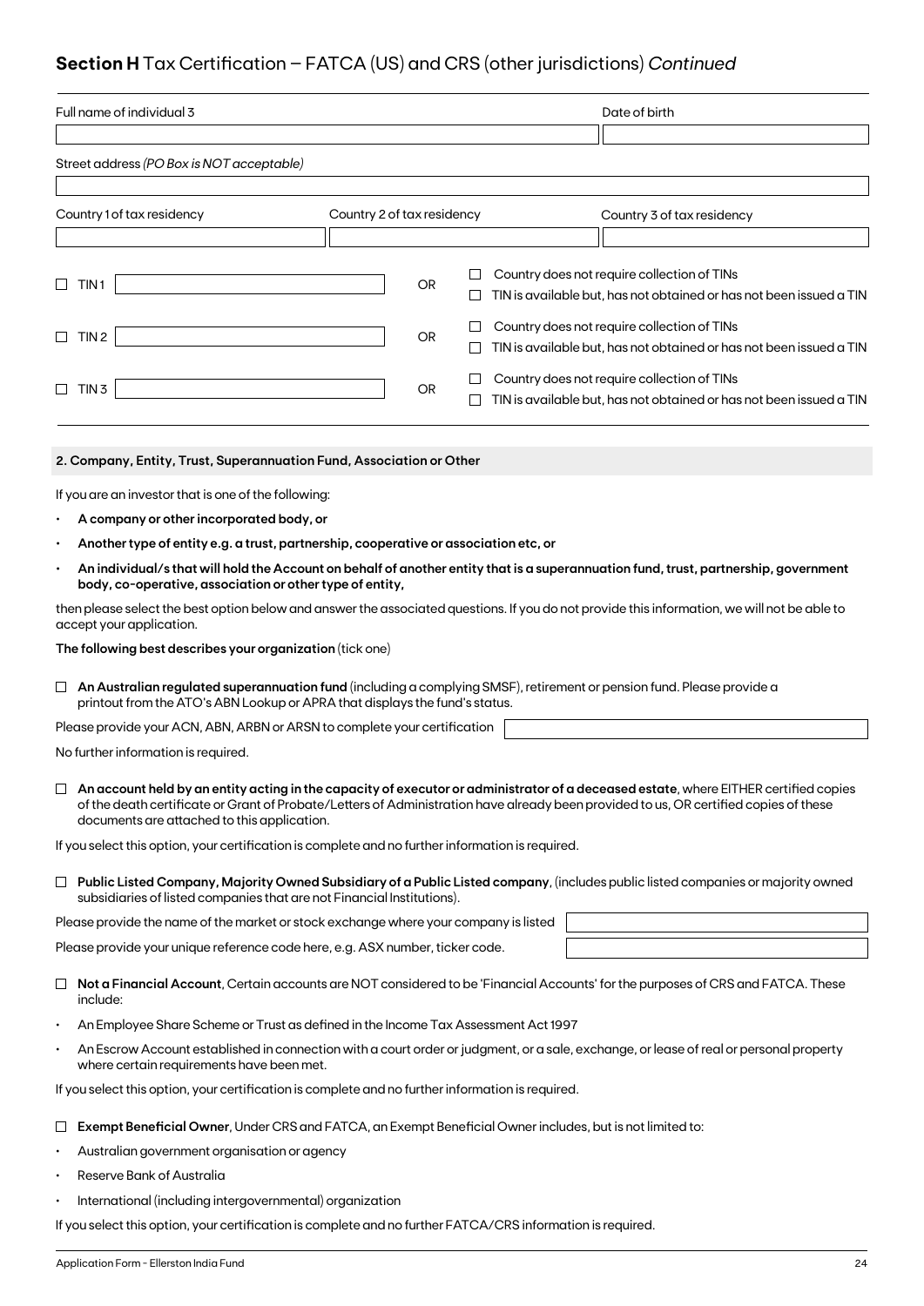## **Section H** Tax Certification – FATCA (US) and CRS (other jurisdictions) *Continued*

| Full name of individual 3 | Date of birth |
|---|---|
| | |

Street address *(PO Box is NOT acceptable)*

| Country 1 of tax residency | Country 2 of tax residency | Country 3 of tax residency |
|---|---|---|
| | | |

☐ TIN 1 ____________ OR ☐ Country does not require collection of TINs ☐ TIN is available but, has not obtained or has not been issued a TIN

☐ TIN 2 ____________ OR ☐ Country does not require collection of TINs ☐ TIN is available but, has not obtained or has not been issued a TIN

☐ TIN 3 ____________ OR ☐ Country does not require collection of TINs ☐ TIN is available but, has not obtained or has not been issued a TIN

### 2. Company, Entity, Trust, Superannuation Fund, Association or Other

If you are an investor that is one of the following:

- **A company or other incorporated body, or**
- **Another type of entity e.g. a trust, partnership, cooperative or association etc, or**
- **An individual/s that will hold the Account on behalf of another entity that is a superannuation fund, trust, partnership, government body, co-operative, association or other type of entity,**

then please select the best option below and answer the associated questions. If you do not provide this information, we will not be able to accept your application.

**The following best describes your organization** (tick one)

☐ **An Australian regulated superannuation fund** (including a complying SMSF), retirement or pension fund. Please provide a printout from the ATO's ABN Lookup or APRA that displays the fund's status.

Please provide your ACN, ABN, ARBN or ARSN to complete your certification ____________

No further information is required.

☐ **An account held by an entity acting in the capacity of executor or administrator of a deceased estate**, where EITHER certified copies of the death certificate or Grant of Probate/Letters of Administration have already been provided to us, OR certified copies of these documents are attached to this application.

If you select this option, your certification is complete and no further information is required.

☐ **Public Listed Company, Majority Owned Subsidiary of a Public Listed company**, (includes public listed companies or majority owned subsidiaries of listed companies that are not Financial Institutions).

Please provide the name of the market or stock exchange where your company is listed ____________

Please provide your unique reference code here, e.g. ASX number, ticker code. ____________

☐ **Not a Financial Account**, Certain accounts are NOT considered to be 'Financial Accounts' for the purposes of CRS and FATCA. These include:

- An Employee Share Scheme or Trust as defined in the Income Tax Assessment Act 1997
- An Escrow Account established in connection with a court order or judgment, or a sale, exchange, or lease of real or personal property where certain requirements have been met.

If you select this option, your certification is complete and no further information is required.

☐ **Exempt Beneficial Owner**, Under CRS and FATCA, an Exempt Beneficial Owner includes, but is not limited to:

- Australian government organisation or agency
- Reserve Bank of Australia
- International (including intergovernmental) organization

If you select this option, your certification is complete and no further FATCA/CRS information is required.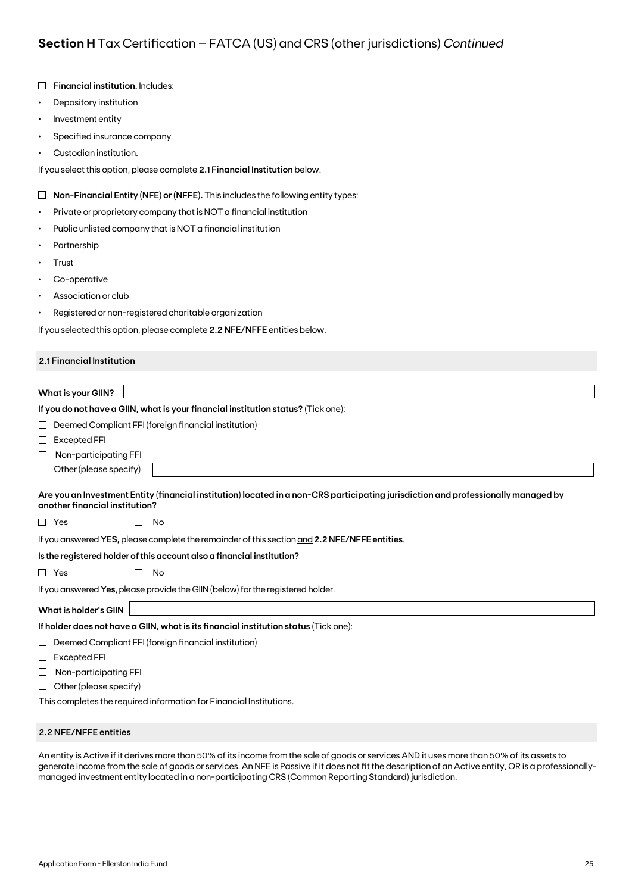## **Section H** Tax Certification – FATCA (US) and CRS (other jurisdictions) *Continued*

☐ **Financial institution.** Includes:

- Depository institution
- Investment entity
- Specified insurance company
- Custodian institution.

If you select this option, please complete **2.1 Financial Institution** below.

☐ **Non-Financial Entity (NFE) or (NFFE).** This includes the following entity types:

- Private or proprietary company that is NOT a financial institution
- Public unlisted company that is NOT a financial institution
- Partnership
- Trust
- Co-operative
- Association or club
- Registered or non-registered charitable organization

If you selected this option, please complete **2.2 NFE/NFFE** entities below.

### 2.1 Financial Institution

**What is your GIIN?** ______________________

**If you do not have a GIIN, what is your financial institution status?** (Tick one):

☐ Deemed Compliant FFI (foreign financial institution)

☐ Excepted FFI

☐ Non-participating FFI

☐ Other (please specify) ______________________

**Are you an Investment Entity (financial institution) located in a non-CRS participating jurisdiction and professionally managed by another financial institution?**

☐ Yes ☐ No

If you answered **YES,** please complete the remainder of this section and **2.2 NFE/NFFE entities**.

**Is the registered holder of this account also a financial institution?**

☐ Yes ☐ No

If you answered **Yes**, please provide the GIIN (below) for the registered holder.

**What is holder's GIIN** ______________________

**If holder does not have a GIIN, what is its financial institution status** (Tick one):

☐ Deemed Compliant FFI (foreign financial institution)

☐ Excepted FFI

☐ Non-participating FFI

☐ Other (please specify)

This completes the required information for Financial Institutions.

### 2.2 NFE/NFFE entities

An entity is Active if it derives more than 50% of its income from the sale of goods or services AND it uses more than 50% of its assets to generate income from the sale of goods or services. An NFE is Passive if it does not fit the description of an Active entity, OR is a professionally-managed investment entity located in a non-participating CRS (Common Reporting Standard) jurisdiction.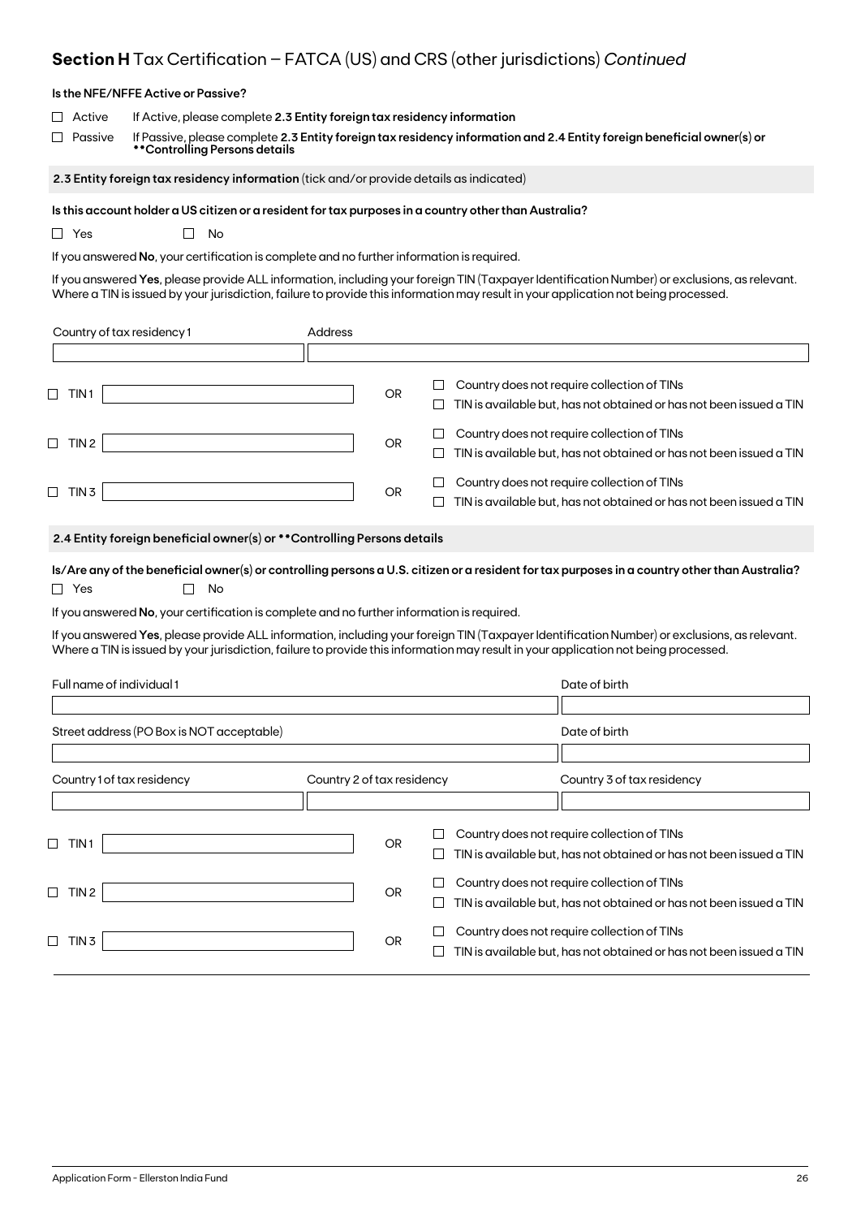## **Section H** Tax Certification – FATCA (US) and CRS (other jurisdictions) *Continued*

**Is the NFE/NFFE Active or Passive?**

☐ Active — If Active, please complete **2.3 Entity foreign tax residency information**

☐ Passive — If Passive, please complete **2.3 Entity foreign tax residency information and 2.4 Entity foreign beneficial owner(s) or \*\*Controlling Persons details**

### **2.3 Entity foreign tax residency information** (tick and/or provide details as indicated)

**Is this account holder a US citizen or a resident for tax purposes in a country other than Australia?**

☐ Yes ☐ No

If you answered **No**, your certification is complete and no further information is required.

If you answered **Yes**, please provide ALL information, including your foreign TIN (Taxpayer Identification Number) or exclusions, as relevant. Where a TIN is issued by your jurisdiction, failure to provide this information may result in your application not being processed.

| Country of tax residency 1 | Address |
|---|---|
| | |

| | | | |
|---|---|---|---|
| ☐ TIN 1 | | OR | ☐ Country does not require collection of TINs<br>☐ TIN is available but, has not obtained or has not been issued a TIN |
| ☐ TIN 2 | | OR | ☐ Country does not require collection of TINs<br>☐ TIN is available but, has not obtained or has not been issued a TIN |
| ☐ TIN 3 | | OR | ☐ Country does not require collection of TINs<br>☐ TIN is available but, has not obtained or has not been issued a TIN |

### **2.4 Entity foreign beneficial owner(s) or \*\*Controlling Persons details**

**Is/Are any of the beneficial owner(s) or controlling persons a U.S. citizen or a resident for tax purposes in a country other than Australia?**

☐ Yes ☐ No

If you answered **No**, your certification is complete and no further information is required.

If you answered **Yes**, please provide ALL information, including your foreign TIN (Taxpayer Identification Number) or exclusions, as relevant. Where a TIN is issued by your jurisdiction, failure to provide this information may result in your application not being processed.

| Full name of individual 1 | | Date of birth |
|---|---|---|
| | | |
| **Street address (PO Box is NOT acceptable)** | | **Date of birth** |
| | | |
| **Country 1 of tax residency** | **Country 2 of tax residency** | **Country 3 of tax residency** |
| | | |

| | | | |
|---|---|---|---|
| ☐ TIN 1 | | OR | ☐ Country does not require collection of TINs<br>☐ TIN is available but, has not obtained or has not been issued a TIN |
| ☐ TIN 2 | | OR | ☐ Country does not require collection of TINs<br>☐ TIN is available but, has not obtained or has not been issued a TIN |
| ☐ TIN 3 | | OR | ☐ Country does not require collection of TINs<br>☐ TIN is available but, has not obtained or has not been issued a TIN |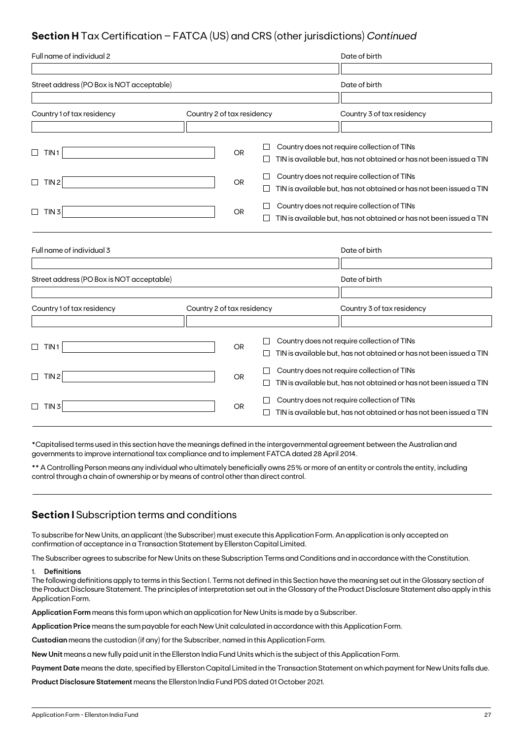## Section H Tax Certification – FATCA (US) and CRS (other jurisdictions) *Continued*

Full name of individual 2

Date of birth

Street address (PO Box is NOT acceptable)

Date of birth

Country 1 of tax residency

Country 2 of tax residency

Country 3 of tax residency

☐ TIN 1 OR ☐ Country does not require collection of TINs
☐ TIN is available but, has not obtained or has not been issued a TIN

☐ TIN 2 OR ☐ Country does not require collection of TINs
☐ TIN is available but, has not obtained or has not been issued a TIN

☐ TIN 3 OR ☐ Country does not require collection of TINs
☐ TIN is available but, has not obtained or has not been issued a TIN

Full name of individual 3

Date of birth

Street address (PO Box is NOT acceptable)

Date of birth

Country 1 of tax residency

Country 2 of tax residency

Country 3 of tax residency

☐ TIN 1 OR ☐ Country does not require collection of TINs
☐ TIN is available but, has not obtained or has not been issued a TIN

☐ TIN 2 OR ☐ Country does not require collection of TINs
☐ TIN is available but, has not obtained or has not been issued a TIN

☐ TIN 3 OR ☐ Country does not require collection of TINs
☐ TIN is available but, has not obtained or has not been issued a TIN

*Capitalised terms used in this section have the meanings defined in the intergovernmental agreement between the Australian and governments to improve international tax compliance and to implement FATCA dated 28 April 2014.

** A Controlling Person means any individual who ultimately beneficially owns 25% or more of an entity or controls the entity, including control through a chain of ownership or by means of control other than direct control.

## Section I Subscription terms and conditions

To subscribe for New Units, an applicant (the Subscriber) must execute this Application Form. An application is only accepted on confirmation of acceptance in a Transaction Statement by Ellerston Capital Limited.

The Subscriber agrees to subscribe for New Units on these Subscription Terms and Conditions and in accordance with the Constitution.

1. **Definitions**

The following definitions apply to terms in this Section I. Terms not defined in this Section have the meaning set out in the Glossary section of the Product Disclosure Statement. The principles of interpretation set out in the Glossary of the Product Disclosure Statement also apply in this Application Form.

**Application Form** means this form upon which an application for New Units is made by a Subscriber.

**Application Price** means the sum payable for each New Unit calculated in accordance with this Application Form.

**Custodian** means the custodian (if any) for the Subscriber, named in this Application Form.

**New Unit** means a new fully paid unit in the Ellerston India Fund Units which is the subject of this Application Form.

**Payment Date** means the date, specified by Ellerston Capital Limited in the Transaction Statement on which payment for New Units falls due.

**Product Disclosure Statement** means the Ellerston India Fund PDS dated 01 October 2021.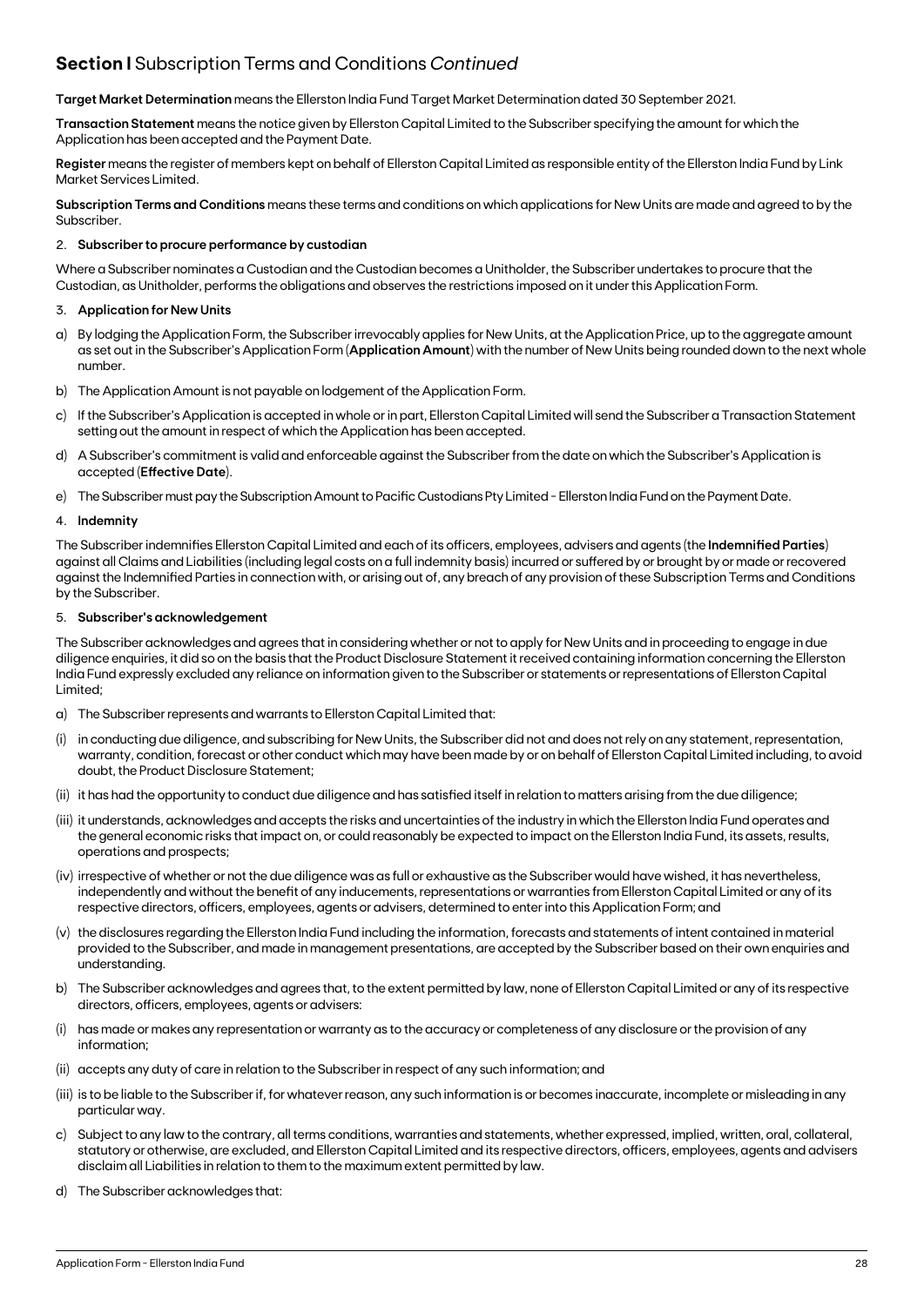## **Section I** Subscription Terms and Conditions *Continued*

**Target Market Determination** means the Ellerston India Fund Target Market Determination dated 30 September 2021.

**Transaction Statement** means the notice given by Ellerston Capital Limited to the Subscriber specifying the amount for which the Application has been accepted and the Payment Date.

**Register** means the register of members kept on behalf of Ellerston Capital Limited as responsible entity of the Ellerston India Fund by Link Market Services Limited.

**Subscription Terms and Conditions** means these terms and conditions on which applications for New Units are made and agreed to by the Subscriber.

2. **Subscriber to procure performance by custodian**

Where a Subscriber nominates a Custodian and the Custodian becomes a Unitholder, the Subscriber undertakes to procure that the Custodian, as Unitholder, performs the obligations and observes the restrictions imposed on it under this Application Form.

3. **Application for New Units**

a) By lodging the Application Form, the Subscriber irrevocably applies for New Units, at the Application Price, up to the aggregate amount as set out in the Subscriber's Application Form (**Application Amount**) with the number of New Units being rounded down to the next whole number.

b) The Application Amount is not payable on lodgement of the Application Form.

c) If the Subscriber's Application is accepted in whole or in part, Ellerston Capital Limited will send the Subscriber a Transaction Statement setting out the amount in respect of which the Application has been accepted.

d) A Subscriber's commitment is valid and enforceable against the Subscriber from the date on which the Subscriber's Application is accepted (**Effective Date**).

e) The Subscriber must pay the Subscription Amount to Pacific Custodians Pty Limited - Ellerston India Fund on the Payment Date.

4. **Indemnity**

The Subscriber indemnifies Ellerston Capital Limited and each of its officers, employees, advisers and agents (the **Indemnified Parties**) against all Claims and Liabilities (including legal costs on a full indemnity basis) incurred or suffered by or brought by or made or recovered against the Indemnified Parties in connection with, or arising out of, any breach of any provision of these Subscription Terms and Conditions by the Subscriber.

5. **Subscriber's acknowledgement**

The Subscriber acknowledges and agrees that in considering whether or not to apply for New Units and in proceeding to engage in due diligence enquiries, it did so on the basis that the Product Disclosure Statement it received containing information concerning the Ellerston India Fund expressly excluded any reliance on information given to the Subscriber or statements or representations of Ellerston Capital Limited;

a) The Subscriber represents and warrants to Ellerston Capital Limited that:

(i) in conducting due diligence, and subscribing for New Units, the Subscriber did not and does not rely on any statement, representation, warranty, condition, forecast or other conduct which may have been made by or on behalf of Ellerston Capital Limited including, to avoid doubt, the Product Disclosure Statement;

(ii) it has had the opportunity to conduct due diligence and has satisfied itself in relation to matters arising from the due diligence;

(iii) it understands, acknowledges and accepts the risks and uncertainties of the industry in which the Ellerston India Fund operates and the general economic risks that impact on, or could reasonably be expected to impact on the Ellerston India Fund, its assets, results, operations and prospects;

(iv) irrespective of whether or not the due diligence was as full or exhaustive as the Subscriber would have wished, it has nevertheless, independently and without the benefit of any inducements, representations or warranties from Ellerston Capital Limited or any of its respective directors, officers, employees, agents or advisers, determined to enter into this Application Form; and

(v) the disclosures regarding the Ellerston India Fund including the information, forecasts and statements of intent contained in material provided to the Subscriber, and made in management presentations, are accepted by the Subscriber based on their own enquiries and understanding.

b) The Subscriber acknowledges and agrees that, to the extent permitted by law, none of Ellerston Capital Limited or any of its respective directors, officers, employees, agents or advisers:

(i) has made or makes any representation or warranty as to the accuracy or completeness of any disclosure or the provision of any information;

(ii) accepts any duty of care in relation to the Subscriber in respect of any such information; and

(iii) is to be liable to the Subscriber if, for whatever reason, any such information is or becomes inaccurate, incomplete or misleading in any particular way.

c) Subject to any law to the contrary, all terms conditions, warranties and statements, whether expressed, implied, written, oral, collateral, statutory or otherwise, are excluded, and Ellerston Capital Limited and its respective directors, officers, employees, agents and advisers disclaim all Liabilities in relation to them to the maximum extent permitted by law.

d) The Subscriber acknowledges that: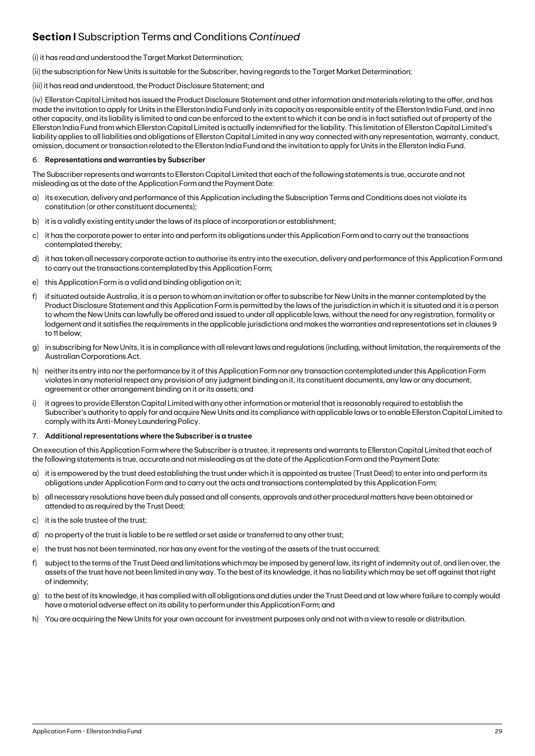## **Section I** Subscription Terms and Conditions *Continued*

(i) it has read and understood the Target Market Determination;

(ii) the subscription for New Units is suitable for the Subscriber, having regards to the Target Market Determination;

(iii) it has read and understood, the Product Disclosure Statement; and

(iv) Ellerston Capital Limited has issued the Product Disclosure Statement and other information and materials relating to the offer, and has made the invitation to apply for Units in the Ellerston India Fund only in its capacity as responsible entity of the Ellerston India Fund, and in no other capacity, and its liability is limited to and can be enforced to the extent to which it can be and is in fact satisfied out of property of the Ellerston India Fund from which Ellerston Capital Limited is actually indemnified for the liability. This limitation of Ellerston Capital Limited's liability applies to all liabilities and obligations of Ellerston Capital Limited in any way connected with any representation, warranty, conduct, omission, document or transaction related to the Ellerston India Fund and the invitation to apply for Units in the Ellerston India Fund.

6. **Representations and warranties by Subscriber**

The Subscriber represents and warrants to Ellerston Capital Limited that each of the following statements is true, accurate and not misleading as at the date of the Application Form and the Payment Date:

a) its execution, delivery and performance of this Application including the Subscription Terms and Conditions does not violate its constitution (or other constituent documents);

b) it is a validly existing entity under the laws of its place of incorporation or establishment;

c) it has the corporate power to enter into and perform its obligations under this Application Form and to carry out the transactions contemplated thereby;

d) it has taken all necessary corporate action to authorise its entry into the execution, delivery and performance of this Application Form and to carry out the transactions contemplated by this Application Form;

e) this Application Form is a valid and binding obligation on it;

f) if situated outside Australia, it is a person to whom an invitation or offer to subscribe for New Units in the manner contemplated by the Product Disclosure Statement and this Application Form is permitted by the laws of the jurisdiction in which it is situated and it is a person to whom the New Units can lawfully be offered and issued to under all applicable laws, without the need for any registration, formality or lodgement and it satisfies the requirements in the applicable jurisdictions and makes the warranties and representations set in clauses 9 to 11 below;

g) in subscribing for New Units, it is in compliance with all relevant laws and regulations (including, without limitation, the requirements of the Australian Corporations Act.

h) neither its entry into nor the performance by it of this Application Form nor any transaction contemplated under this Application Form violates in any material respect any provision of any judgment binding on it, its constituent documents, any law or any document, agreement or other arrangement binding on it or its assets; and

i) it agrees to provide Ellerston Capital Limited with any other information or material that is reasonably required to establish the Subscriber's authority to apply for and acquire New Units and its compliance with applicable laws or to enable Ellerston Capital Limited to comply with its Anti-Money Laundering Policy.

7. **Additional representations where the Subscriber is a trustee**

On execution of this Application Form where the Subscriber is a trustee, it represents and warrants to Ellerston Capital Limited that each of the following statements is true, accurate and not misleading as at the date of the Application Form and the Payment Date:

a) it is empowered by the trust deed establishing the trust under which it is appointed as trustee (Trust Deed) to enter into and perform its obligations under Application Form and to carry out the acts and transactions contemplated by this Application Form;

b) all necessary resolutions have been duly passed and all consents, approvals and other procedural matters have been obtained or attended to as required by the Trust Deed;

c) it is the sole trustee of the trust;

d) no property of the trust is liable to be re settled or set aside or transferred to any other trust;

e) the trust has not been terminated, nor has any event for the vesting of the assets of the trust occurred;

f) subject to the terms of the Trust Deed and limitations which may be imposed by general law, its right of indemnity out of, and lien over, the assets of the trust have not been limited in any way. To the best of its knowledge, it has no liability which may be set off against that right of indemnity;

g) to the best of its knowledge, it has complied with all obligations and duties under the Trust Deed and at law where failure to comply would have a material adverse effect on its ability to perform under this Application Form; and

h) You are acquiring the New Units for your own account for investment purposes only and not with a view to resale or distribution.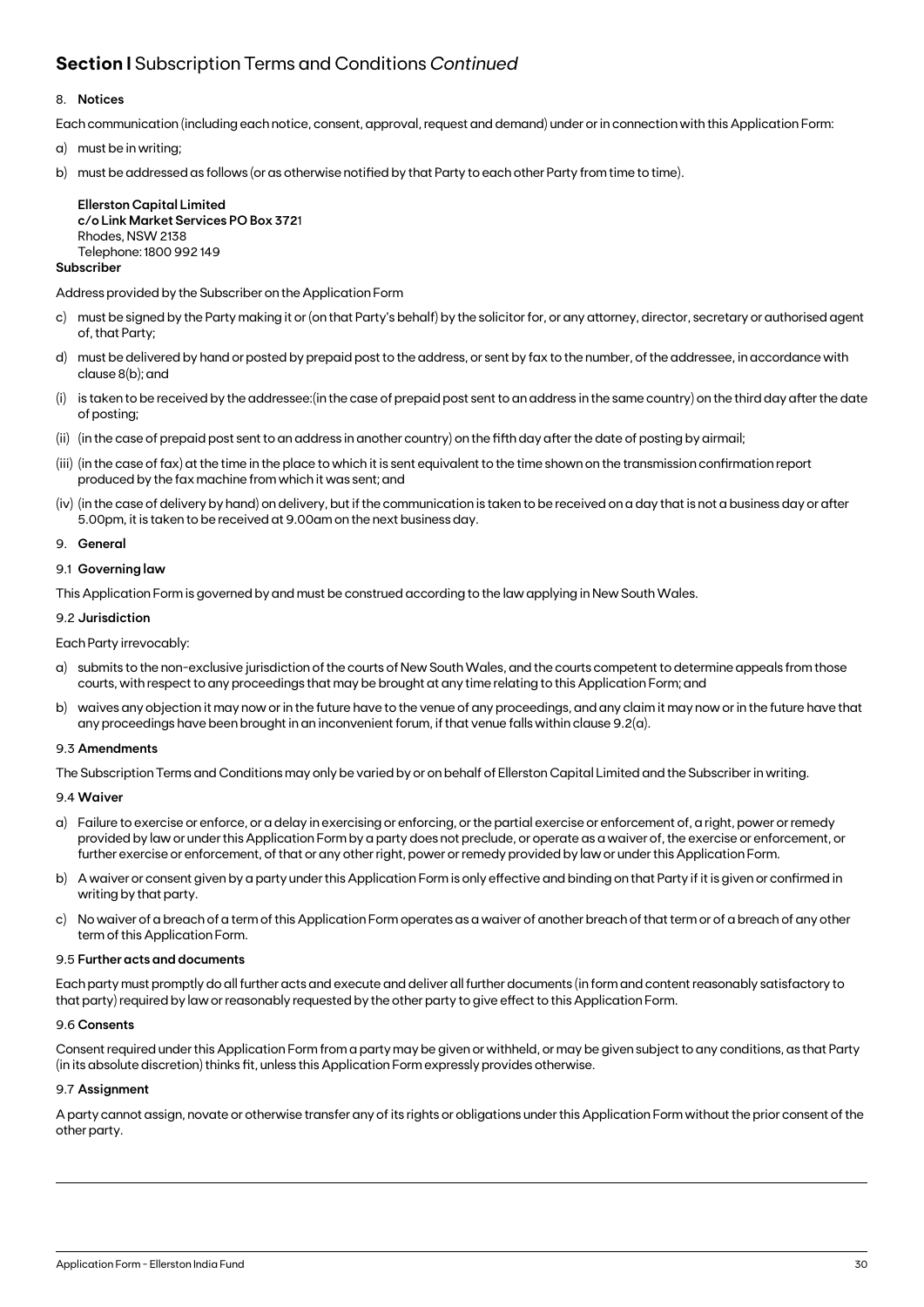## Section I Subscription Terms and Conditions *Continued*

8. **Notices**

Each communication (including each notice, consent, approval, request and demand) under or in connection with this Application Form:

a) must be in writing;

b) must be addressed as follows (or as otherwise notified by that Party to each other Party from time to time).

**Ellerston Capital Limited**
**c/o Link Market Services PO Box 3721**
Rhodes, NSW 2138
Telephone: 1800 992 149

**Subscriber**

Address provided by the Subscriber on the Application Form

c) must be signed by the Party making it or (on that Party's behalf) by the solicitor for, or any attorney, director, secretary or authorised agent of, that Party;

d) must be delivered by hand or posted by prepaid post to the address, or sent by fax to the number, of the addressee, in accordance with clause 8(b); and

(i) is taken to be received by the addressee:(in the case of prepaid post sent to an address in the same country) on the third day after the date of posting;

(ii) (in the case of prepaid post sent to an address in another country) on the fifth day after the date of posting by airmail;

(iii) (in the case of fax) at the time in the place to which it is sent equivalent to the time shown on the transmission confirmation report produced by the fax machine from which it was sent; and

(iv) (in the case of delivery by hand) on delivery, but if the communication is taken to be received on a day that is not a business day or after 5.00pm, it is taken to be received at 9.00am on the next business day.

9. **General**

### 9.1 Governing law

This Application Form is governed by and must be construed according to the law applying in New South Wales.

### 9.2 Jurisdiction

Each Party irrevocably:

a) submits to the non-exclusive jurisdiction of the courts of New South Wales, and the courts competent to determine appeals from those courts, with respect to any proceedings that may be brought at any time relating to this Application Form; and

b) waives any objection it may now or in the future have to the venue of any proceedings, and any claim it may now or in the future have that any proceedings have been brought in an inconvenient forum, if that venue falls within clause 9.2(a).

### 9.3 Amendments

The Subscription Terms and Conditions may only be varied by or on behalf of Ellerston Capital Limited and the Subscriber in writing.

### 9.4 Waiver

a) Failure to exercise or enforce, or a delay in exercising or enforcing, or the partial exercise or enforcement of, a right, power or remedy provided by law or under this Application Form by a party does not preclude, or operate as a waiver of, the exercise or enforcement, or further exercise or enforcement, of that or any other right, power or remedy provided by law or under this Application Form.

b) A waiver or consent given by a party under this Application Form is only effective and binding on that Party if it is given or confirmed in writing by that party.

c) No waiver of a breach of a term of this Application Form operates as a waiver of another breach of that term or of a breach of any other term of this Application Form.

### 9.5 Further acts and documents

Each party must promptly do all further acts and execute and deliver all further documents (in form and content reasonably satisfactory to that party) required by law or reasonably requested by the other party to give effect to this Application Form.

### 9.6 Consents

Consent required under this Application Form from a party may be given or withheld, or may be given subject to any conditions, as that Party (in its absolute discretion) thinks fit, unless this Application Form expressly provides otherwise.

### 9.7 Assignment

A party cannot assign, novate or otherwise transfer any of its rights or obligations under this Application Form without the prior consent of the other party.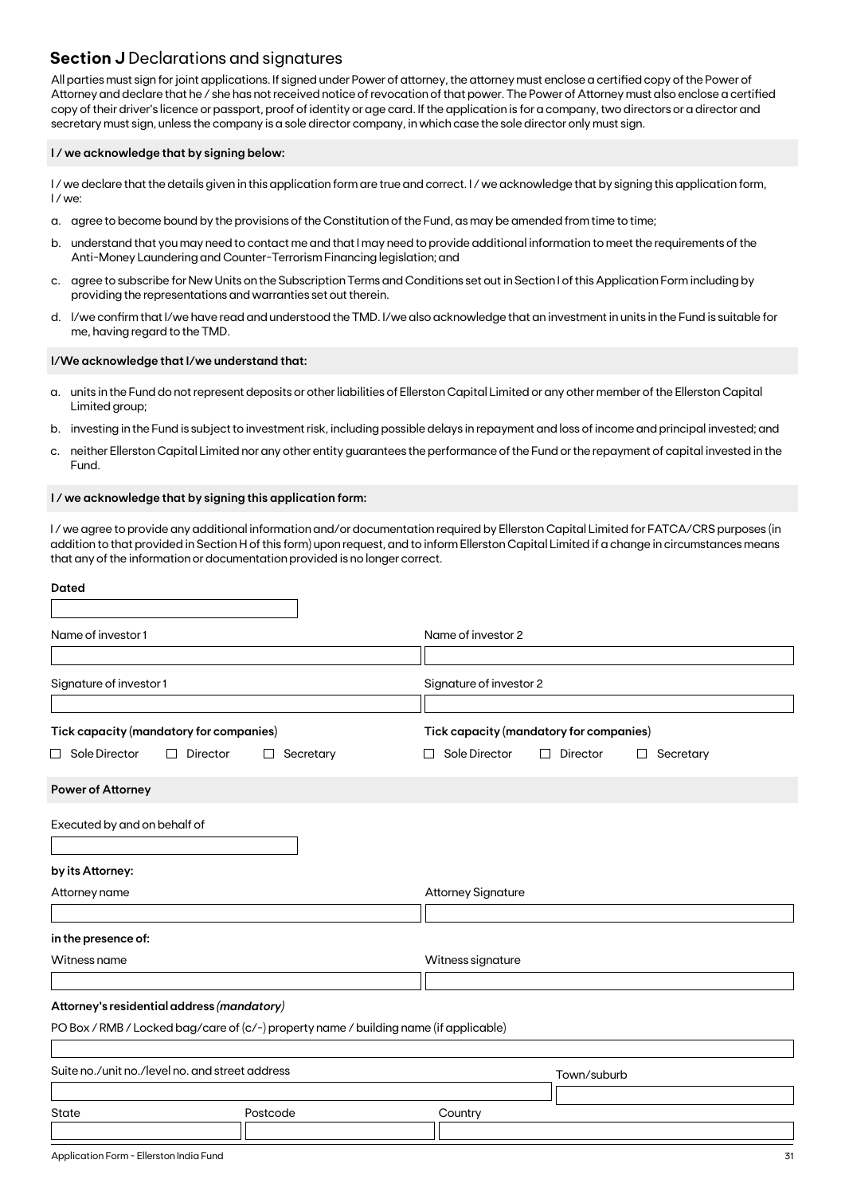## **Section J** Declarations and signatures

All parties must sign for joint applications. If signed under Power of attorney, the attorney must enclose a certified copy of the Power of Attorney and declare that he / she has not received notice of revocation of that power. The Power of Attorney must also enclose a certified copy of their driver's licence or passport, proof of identity or age card. If the application is for a company, two directors or a director and secretary must sign, unless the company is a sole director company, in which case the sole director only must sign.

**I / we acknowledge that by signing below:**

I / we declare that the details given in this application form are true and correct. I / we acknowledge that by signing this application form, I / we:

a. agree to become bound by the provisions of the Constitution of the Fund, as may be amended from time to time;

b. understand that you may need to contact me and that I may need to provide additional information to meet the requirements of the Anti-Money Laundering and Counter-Terrorism Financing legislation; and

c. agree to subscribe for New Units on the Subscription Terms and Conditions set out in Section I of this Application Form including by providing the representations and warranties set out therein.

d. I/we confirm that I/we have read and understood the TMD. I/we also acknowledge that an investment in units in the Fund is suitable for me, having regard to the TMD.

**I/We acknowledge that I/we understand that:**

a. units in the Fund do not represent deposits or other liabilities of Ellerston Capital Limited or any other member of the Ellerston Capital Limited group;

b. investing in the Fund is subject to investment risk, including possible delays in repayment and loss of income and principal invested; and

c. neither Ellerston Capital Limited nor any other entity guarantees the performance of the Fund or the repayment of capital invested in the Fund.

**I / we acknowledge that by signing this application form:**

I / we agree to provide any additional information and/or documentation required by Ellerston Capital Limited for FATCA/CRS purposes (in addition to that provided in Section H of this form) upon request, and to inform Ellerston Capital Limited if a change in circumstances means that any of the information or documentation provided is no longer correct.

**Dated**

| Name of investor 1 | Name of investor 2 |
|---|---|
| | |

| Signature of investor 1 | Signature of investor 2 |
|---|---|
| | |

| Tick capacity (mandatory for companies) | Tick capacity (mandatory for companies) |
|---|---|
| ☐ Sole Director ☐ Director ☐ Secretary | ☐ Sole Director ☐ Director ☐ Secretary |

**Power of Attorney**

Executed by and on behalf of

**by its Attorney:**

| Attorney name | Attorney Signature |
|---|---|
| | |

**in the presence of:**

| Witness name | Witness signature |
|---|---|
| | |

**Attorney's residential address *(mandatory)***

PO Box / RMB / Locked bag/care of (c/-) property name / building name (if applicable)

| Suite no./unit no./level no. and street address | Town/suburb |
|---|---|
| | |

| State | Postcode | Country |
|---|---|---|
| | | |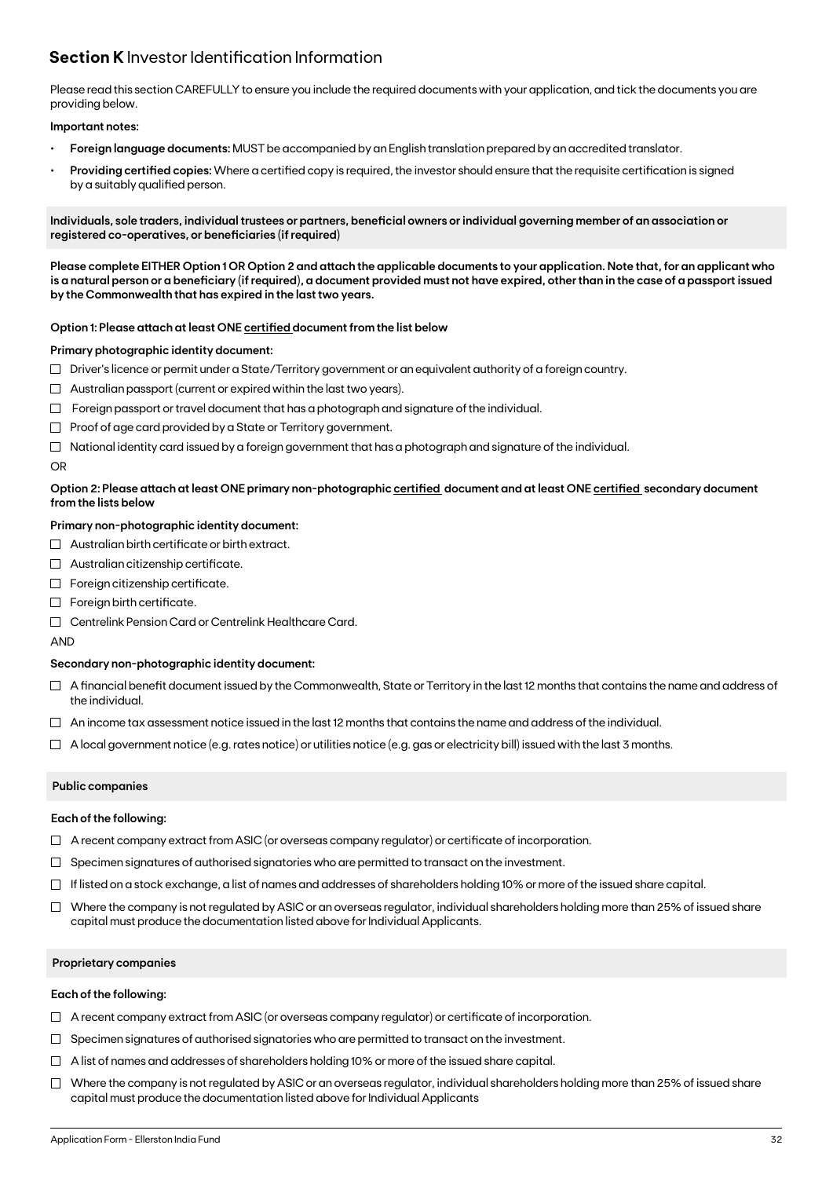## **Section K** Investor Identification Information

Please read this section CAREFULLY to ensure you include the required documents with your application, and tick the documents you are providing below.

**Important notes:**

- **Foreign language documents:** MUST be accompanied by an English translation prepared by an accredited translator.
- **Providing certified copies:** Where a certified copy is required, the investor should ensure that the requisite certification is signed by a suitably qualified person.

**Individuals, sole traders, individual trustees or partners, beneficial owners or individual governing member of an association or registered co-operatives, or beneficiaries (if required)**

**Please complete EITHER Option 1 OR Option 2 and attach the applicable documents to your application. Note that, for an applicant who is a natural person or a beneficiary (if required), a document provided must not have expired, other than in the case of a passport issued by the Commonwealth that has expired in the last two years.**

**Option 1: Please attach at least ONE certified document from the list below**

**Primary photographic identity document:**

- ☐ Driver's licence or permit under a State/Territory government or an equivalent authority of a foreign country.
- ☐ Australian passport (current or expired within the last two years).
- ☐ Foreign passport or travel document that has a photograph and signature of the individual.
- ☐ Proof of age card provided by a State or Territory government.
- ☐ National identity card issued by a foreign government that has a photograph and signature of the individual.

OR

**Option 2: Please attach at least ONE primary non-photographic certified document and at least ONE certified secondary document from the lists below**

**Primary non-photographic identity document:**

- ☐ Australian birth certificate or birth extract.
- ☐ Australian citizenship certificate.
- ☐ Foreign citizenship certificate.
- ☐ Foreign birth certificate.
- ☐ Centrelink Pension Card or Centrelink Healthcare Card.

AND

**Secondary non-photographic identity document:**

- ☐ A financial benefit document issued by the Commonwealth, State or Territory in the last 12 months that contains the name and address of the individual.
- ☐ An income tax assessment notice issued in the last 12 months that contains the name and address of the individual.
- ☐ A local government notice (e.g. rates notice) or utilities notice (e.g. gas or electricity bill) issued with the last 3 months.

**Public companies**

**Each of the following:**

- ☐ A recent company extract from ASIC (or overseas company regulator) or certificate of incorporation.
- ☐ Specimen signatures of authorised signatories who are permitted to transact on the investment.
- ☐ If listed on a stock exchange, a list of names and addresses of shareholders holding 10% or more of the issued share capital.
- ☐ Where the company is not regulated by ASIC or an overseas regulator, individual shareholders holding more than 25% of issued share capital must produce the documentation listed above for Individual Applicants.

**Proprietary companies**

**Each of the following:**

- ☐ A recent company extract from ASIC (or overseas company regulator) or certificate of incorporation.
- ☐ Specimen signatures of authorised signatories who are permitted to transact on the investment.
- ☐ A list of names and addresses of shareholders holding 10% or more of the issued share capital.
- ☐ Where the company is not regulated by ASIC or an overseas regulator, individual shareholders holding more than 25% of issued share capital must produce the documentation listed above for Individual Applicants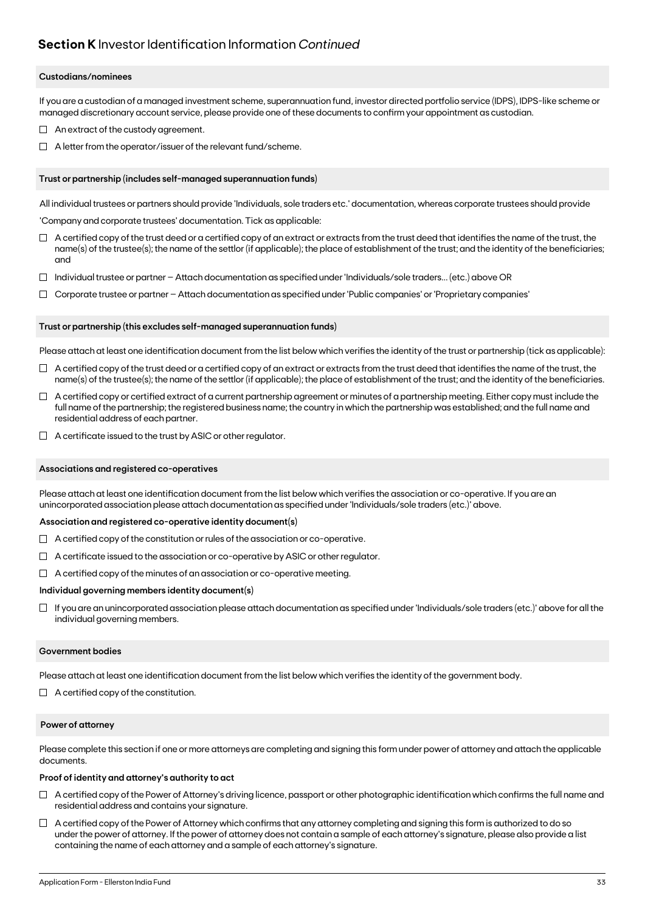## Section K Investor Identification Information *Continued*

### Custodians/nominees

If you are a custodian of a managed investment scheme, superannuation fund, investor directed portfolio service (IDPS), IDPS-like scheme or managed discretionary account service, please provide one of these documents to confirm your appointment as custodian.

- ☐ An extract of the custody agreement.
- ☐ A letter from the operator/issuer of the relevant fund/scheme.

### Trust or partnership (includes self-managed superannuation funds)

All individual trustees or partners should provide 'Individuals, sole traders etc.' documentation, whereas corporate trustees should provide 'Company and corporate trustees' documentation. Tick as applicable:

- ☐ A certified copy of the trust deed or a certified copy of an extract or extracts from the trust deed that identifies the name of the trust, the name(s) of the trustee(s); the name of the settlor (if applicable); the place of establishment of the trust; and the identity of the beneficiaries; and
- ☐ Individual trustee or partner – Attach documentation as specified under 'Individuals/sole traders... (etc.) above OR
- ☐ Corporate trustee or partner – Attach documentation as specified under 'Public companies' or 'Proprietary companies'

### Trust or partnership (this excludes self-managed superannuation funds)

Please attach at least one identification document from the list below which verifies the identity of the trust or partnership (tick as applicable):

- ☐ A certified copy of the trust deed or a certified copy of an extract or extracts from the trust deed that identifies the name of the trust, the name(s) of the trustee(s); the name of the settlor (if applicable); the place of establishment of the trust; and the identity of the beneficiaries.
- ☐ A certified copy or certified extract of a current partnership agreement or minutes of a partnership meeting. Either copy must include the full name of the partnership; the registered business name; the country in which the partnership was established; and the full name and residential address of each partner.
- ☐ A certificate issued to the trust by ASIC or other regulator.

### Associations and registered co-operatives

Please attach at least one identification document from the list below which verifies the association or co-operative. If you are an unincorporated association please attach documentation as specified under 'Individuals/sole traders (etc.)' above.

**Association and registered co-operative identity document(s)**

- ☐ A certified copy of the constitution or rules of the association or co-operative.
- ☐ A certificate issued to the association or co-operative by ASIC or other regulator.
- ☐ A certified copy of the minutes of an association or co-operative meeting.

**Individual governing members identity document(s)**

- ☐ If you are an unincorporated association please attach documentation as specified under 'Individuals/sole traders (etc.)' above for all the individual governing members.

### Government bodies

Please attach at least one identification document from the list below which verifies the identity of the government body.

- ☐ A certified copy of the constitution.

### Power of attorney

Please complete this section if one or more attorneys are completing and signing this form under power of attorney and attach the applicable documents.

**Proof of identity and attorney's authority to act**

- ☐ A certified copy of the Power of Attorney's driving licence, passport or other photographic identification which confirms the full name and residential address and contains your signature.
- ☐ A certified copy of the Power of Attorney which confirms that any attorney completing and signing this form is authorized to do so under the power of attorney. If the power of attorney does not contain a sample of each attorney's signature, please also provide a list containing the name of each attorney and a sample of each attorney's signature.